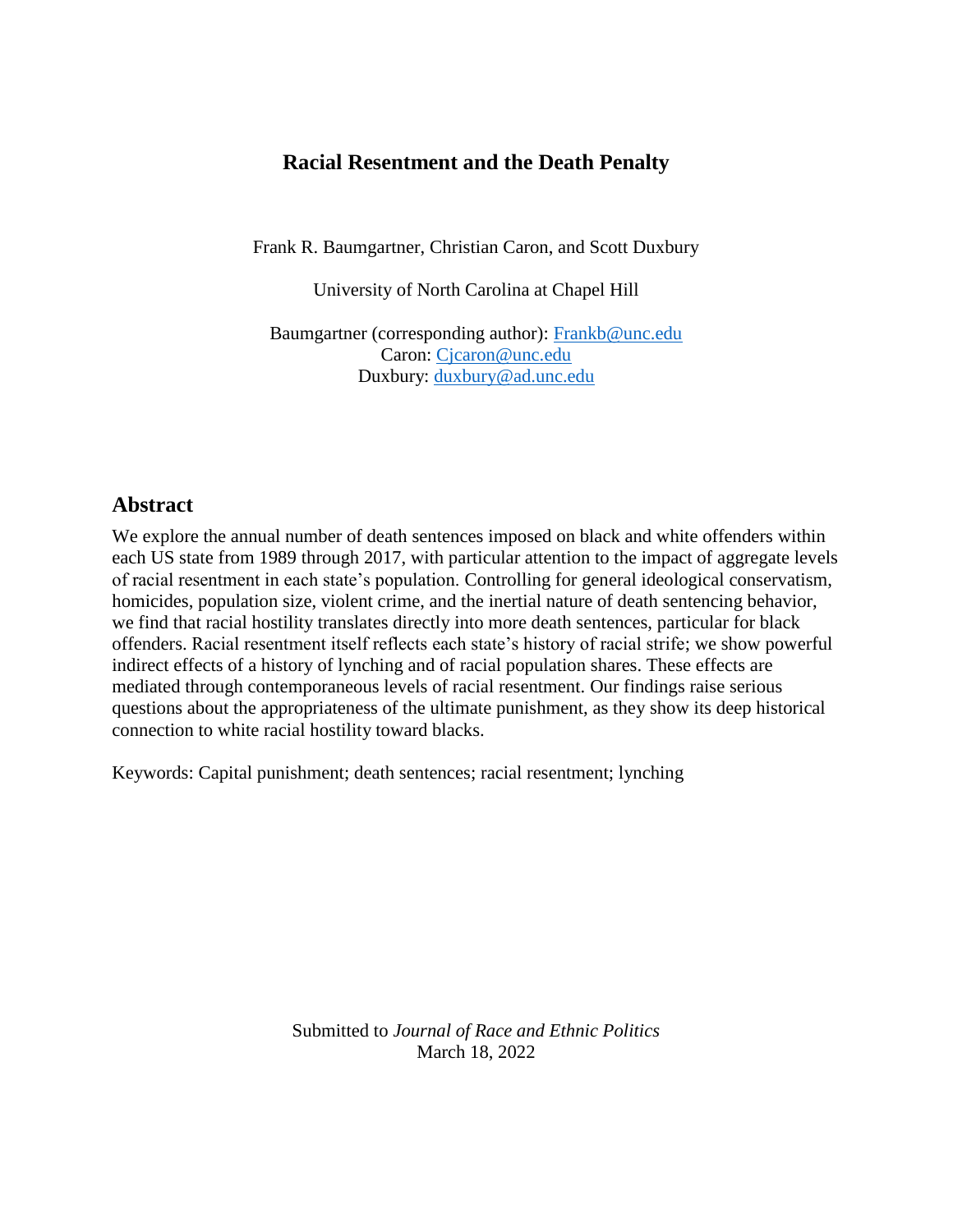# Racial Resentment and the Death Penalty

Frank R. Baumgartner, Christian Caron, and Scott Duxbury

University of North Carolina at Chapel Hill

Baumgartner (corresponding author): Frankb@unc.edu
Caron: Cjcaron@unc.edu
Duxbury: duxbury@ad.unc.edu

## Abstract

We explore the annual number of death sentences imposed on black and white offenders within each US state from 1989 through 2017, with particular attention to the impact of aggregate levels of racial resentment in each state's population. Controlling for general ideological conservatism, homicides, population size, violent crime, and the inertial nature of death sentencing behavior, we find that racial hostility translates directly into more death sentences, particular for black offenders. Racial resentment itself reflects each state's history of racial strife; we show powerful indirect effects of a history of lynching and of racial population shares. These effects are mediated through contemporaneous levels of racial resentment. Our findings raise serious questions about the appropriateness of the ultimate punishment, as they show its deep historical connection to white racial hostility toward blacks.

Keywords: Capital punishment; death sentences; racial resentment; lynching

Submitted to *Journal of Race and Ethnic Politics*
March 18, 2022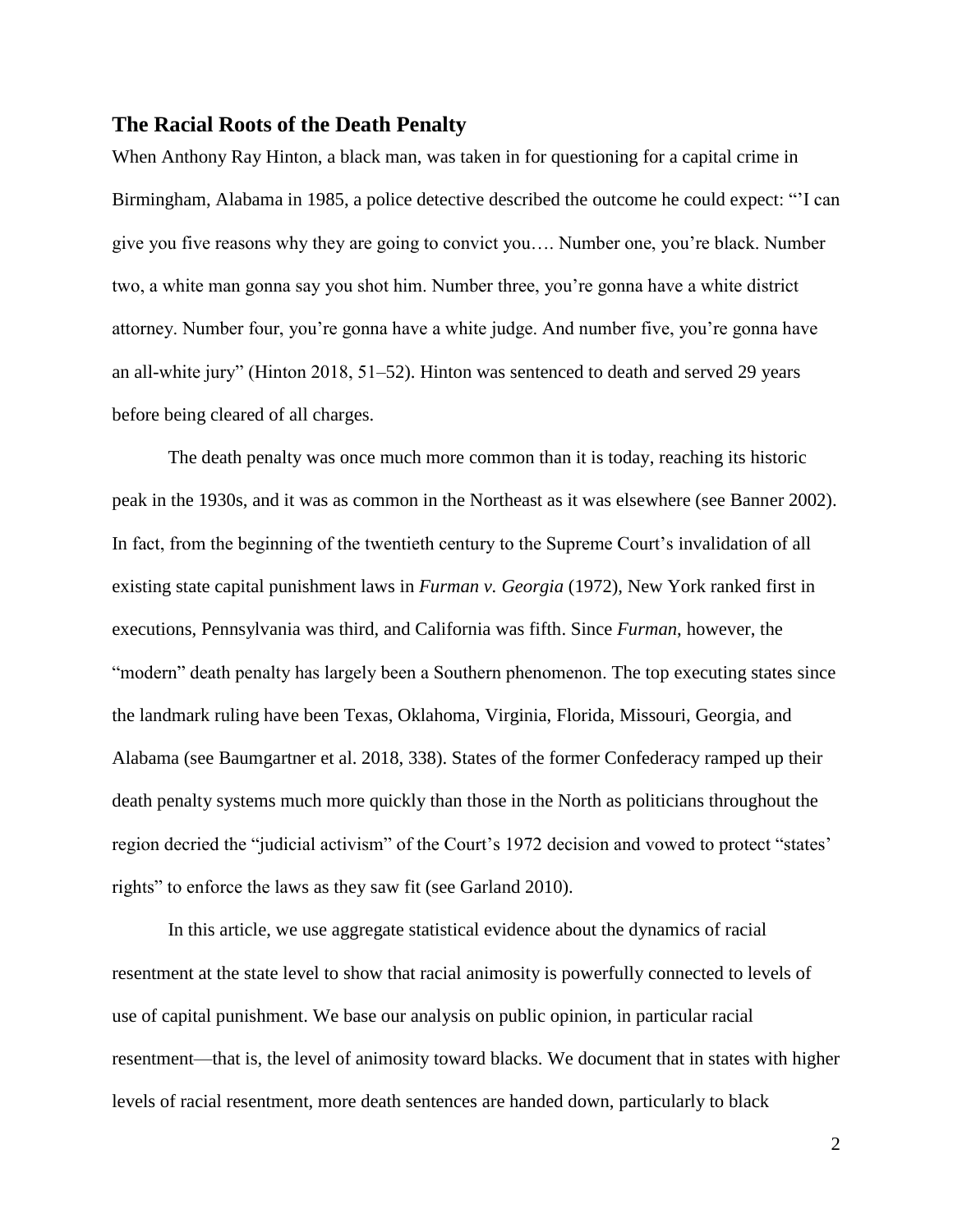## The Racial Roots of the Death Penalty

When Anthony Ray Hinton, a black man, was taken in for questioning for a capital crime in Birmingham, Alabama in 1985, a police detective described the outcome he could expect: "'I can give you five reasons why they are going to convict you…. Number one, you're black. Number two, a white man gonna say you shot him. Number three, you're gonna have a white district attorney. Number four, you're gonna have a white judge. And number five, you're gonna have an all-white jury" (Hinton 2018, 51–52). Hinton was sentenced to death and served 29 years before being cleared of all charges.

The death penalty was once much more common than it is today, reaching its historic peak in the 1930s, and it was as common in the Northeast as it was elsewhere (see Banner 2002). In fact, from the beginning of the twentieth century to the Supreme Court's invalidation of all existing state capital punishment laws in *Furman v. Georgia* (1972), New York ranked first in executions, Pennsylvania was third, and California was fifth. Since *Furman*, however, the "modern" death penalty has largely been a Southern phenomenon. The top executing states since the landmark ruling have been Texas, Oklahoma, Virginia, Florida, Missouri, Georgia, and Alabama (see Baumgartner et al. 2018, 338). States of the former Confederacy ramped up their death penalty systems much more quickly than those in the North as politicians throughout the region decried the "judicial activism" of the Court's 1972 decision and vowed to protect "states' rights" to enforce the laws as they saw fit (see Garland 2010).

In this article, we use aggregate statistical evidence about the dynamics of racial resentment at the state level to show that racial animosity is powerfully connected to levels of use of capital punishment. We base our analysis on public opinion, in particular racial resentment—that is, the level of animosity toward blacks. We document that in states with higher levels of racial resentment, more death sentences are handed down, particularly to black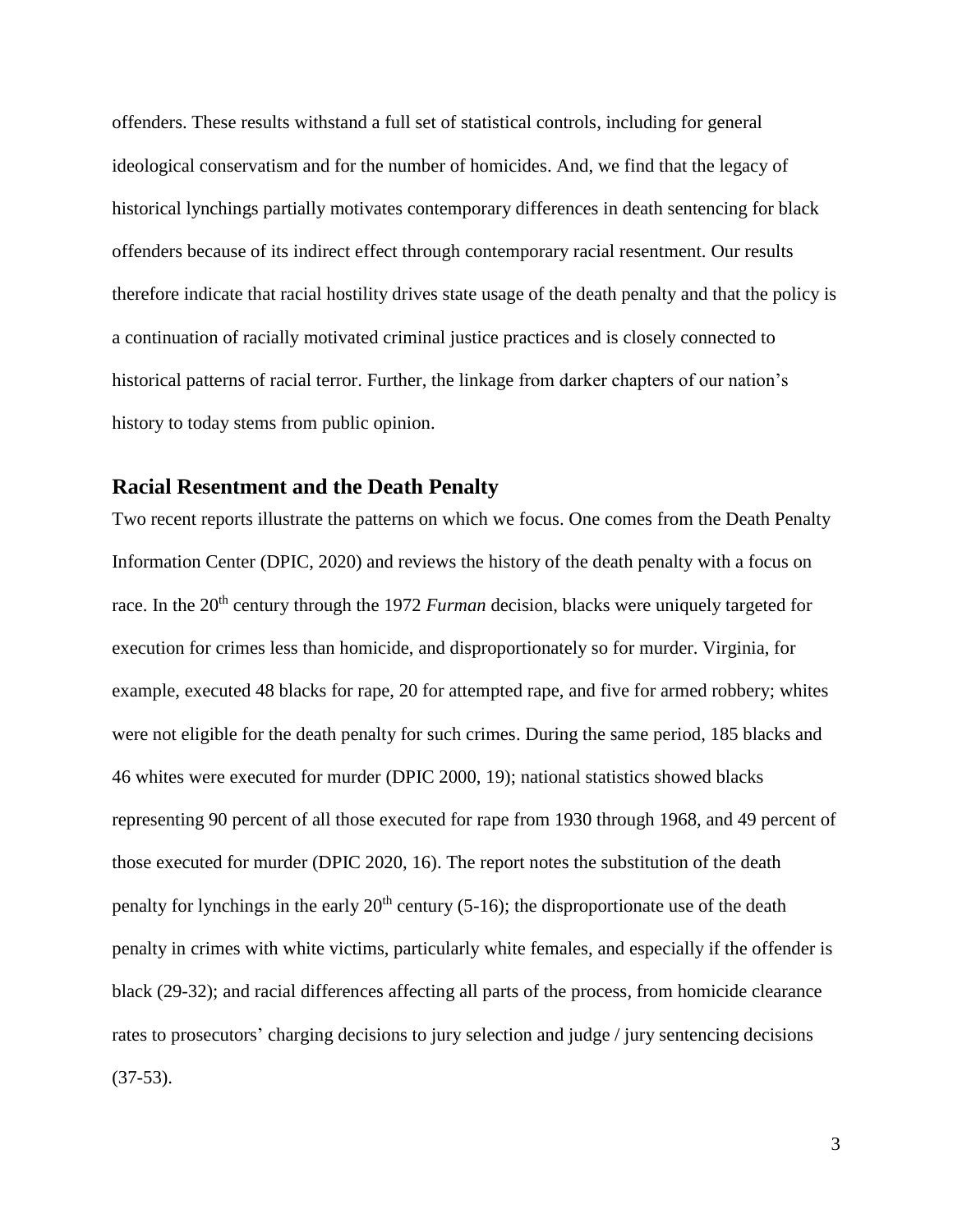offenders. These results withstand a full set of statistical controls, including for general ideological conservatism and for the number of homicides. And, we find that the legacy of historical lynchings partially motivates contemporary differences in death sentencing for black offenders because of its indirect effect through contemporary racial resentment. Our results therefore indicate that racial hostility drives state usage of the death penalty and that the policy is a continuation of racially motivated criminal justice practices and is closely connected to historical patterns of racial terror. Further, the linkage from darker chapters of our nation's history to today stems from public opinion.

## Racial Resentment and the Death Penalty

Two recent reports illustrate the patterns on which we focus. One comes from the Death Penalty Information Center (DPIC, 2020) and reviews the history of the death penalty with a focus on race. In the 20th century through the 1972 *Furman* decision, blacks were uniquely targeted for execution for crimes less than homicide, and disproportionately so for murder. Virginia, for example, executed 48 blacks for rape, 20 for attempted rape, and five for armed robbery; whites were not eligible for the death penalty for such crimes. During the same period, 185 blacks and 46 whites were executed for murder (DPIC 2000, 19); national statistics showed blacks representing 90 percent of all those executed for rape from 1930 through 1968, and 49 percent of those executed for murder (DPIC 2020, 16). The report notes the substitution of the death penalty for lynchings in the early 20th century (5-16); the disproportionate use of the death penalty in crimes with white victims, particularly white females, and especially if the offender is black (29-32); and racial differences affecting all parts of the process, from homicide clearance rates to prosecutors' charging decisions to jury selection and judge / jury sentencing decisions (37-53).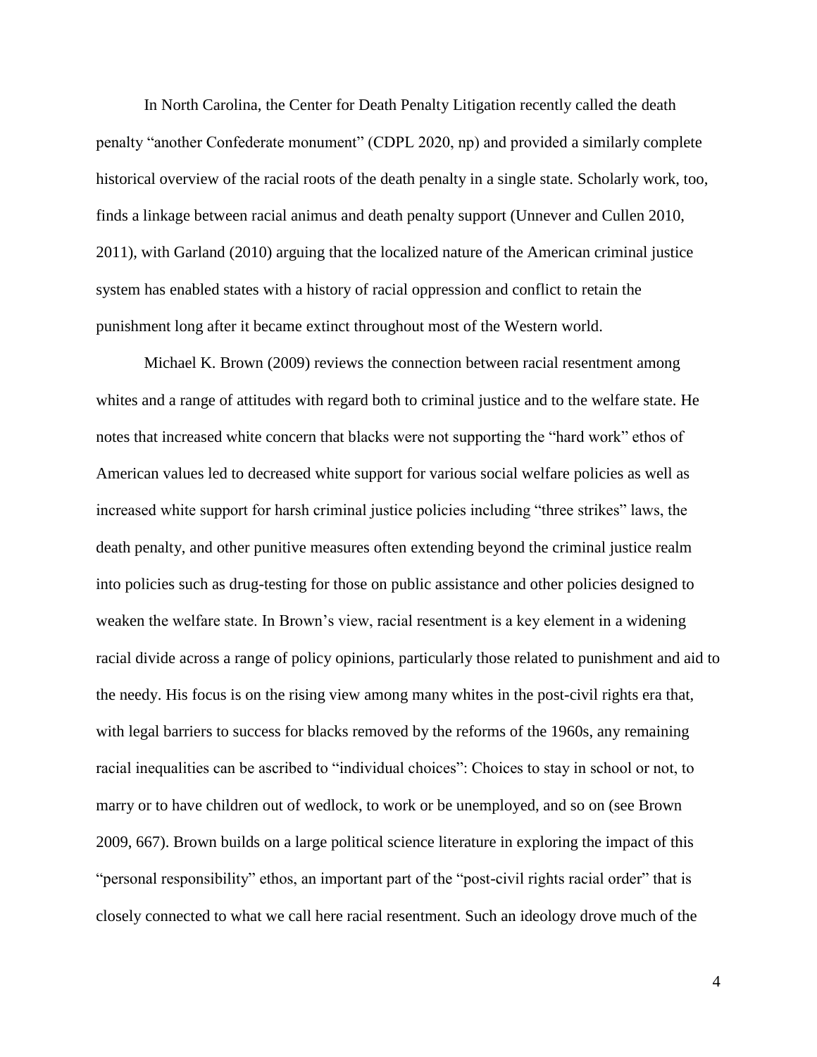In North Carolina, the Center for Death Penalty Litigation recently called the death penalty "another Confederate monument" (CDPL 2020, np) and provided a similarly complete historical overview of the racial roots of the death penalty in a single state. Scholarly work, too, finds a linkage between racial animus and death penalty support (Unnever and Cullen 2010, 2011), with Garland (2010) arguing that the localized nature of the American criminal justice system has enabled states with a history of racial oppression and conflict to retain the punishment long after it became extinct throughout most of the Western world.

Michael K. Brown (2009) reviews the connection between racial resentment among whites and a range of attitudes with regard both to criminal justice and to the welfare state. He notes that increased white concern that blacks were not supporting the "hard work" ethos of American values led to decreased white support for various social welfare policies as well as increased white support for harsh criminal justice policies including "three strikes" laws, the death penalty, and other punitive measures often extending beyond the criminal justice realm into policies such as drug-testing for those on public assistance and other policies designed to weaken the welfare state. In Brown's view, racial resentment is a key element in a widening racial divide across a range of policy opinions, particularly those related to punishment and aid to the needy. His focus is on the rising view among many whites in the post-civil rights era that, with legal barriers to success for blacks removed by the reforms of the 1960s, any remaining racial inequalities can be ascribed to "individual choices": Choices to stay in school or not, to marry or to have children out of wedlock, to work or be unemployed, and so on (see Brown 2009, 667). Brown builds on a large political science literature in exploring the impact of this "personal responsibility" ethos, an important part of the "post-civil rights racial order" that is closely connected to what we call here racial resentment. Such an ideology drove much of the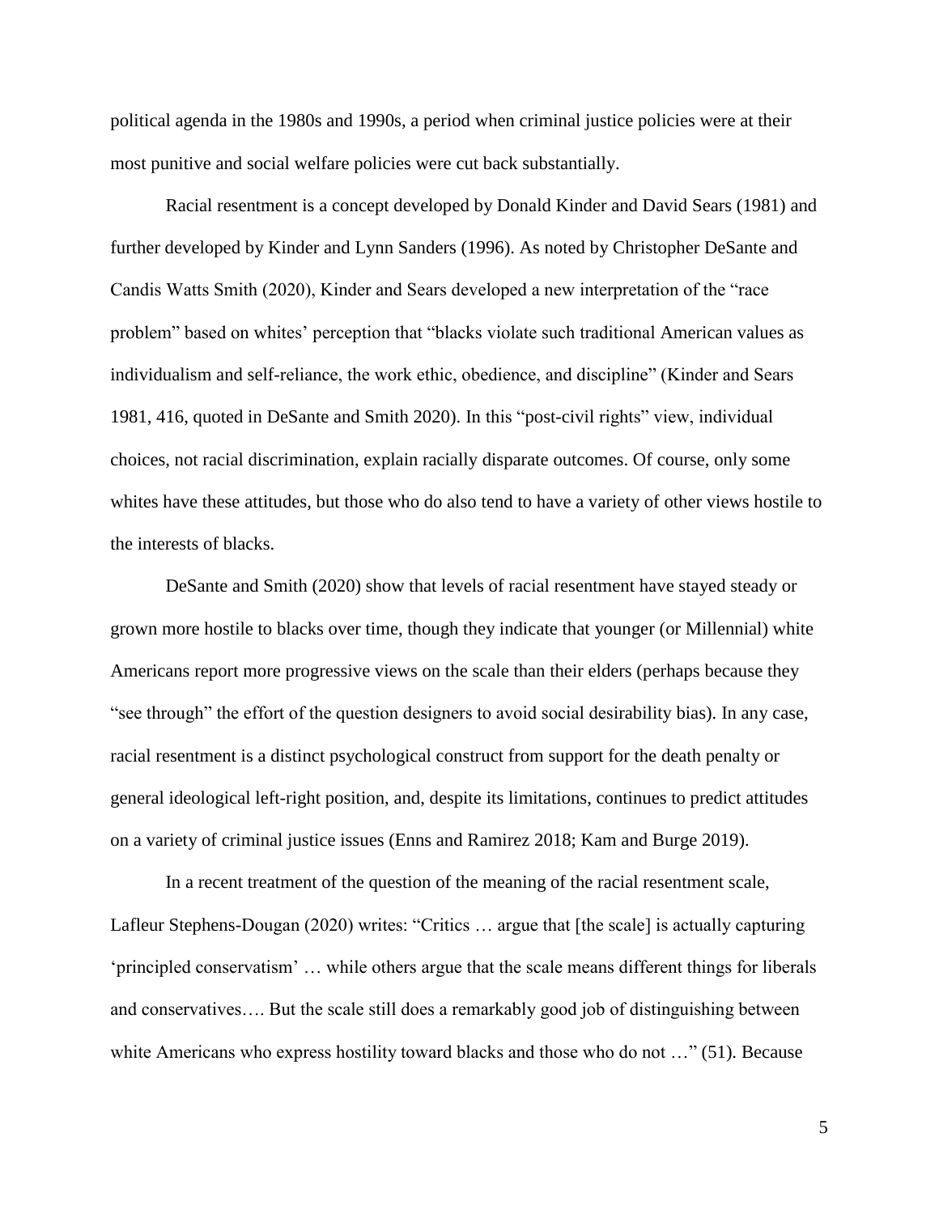political agenda in the 1980s and 1990s, a period when criminal justice policies were at their most punitive and social welfare policies were cut back substantially.

Racial resentment is a concept developed by Donald Kinder and David Sears (1981) and further developed by Kinder and Lynn Sanders (1996). As noted by Christopher DeSante and Candis Watts Smith (2020), Kinder and Sears developed a new interpretation of the "race problem" based on whites' perception that "blacks violate such traditional American values as individualism and self-reliance, the work ethic, obedience, and discipline" (Kinder and Sears 1981, 416, quoted in DeSante and Smith 2020). In this "post-civil rights" view, individual choices, not racial discrimination, explain racially disparate outcomes. Of course, only some whites have these attitudes, but those who do also tend to have a variety of other views hostile to the interests of blacks.

DeSante and Smith (2020) show that levels of racial resentment have stayed steady or grown more hostile to blacks over time, though they indicate that younger (or Millennial) white Americans report more progressive views on the scale than their elders (perhaps because they "see through" the effort of the question designers to avoid social desirability bias). In any case, racial resentment is a distinct psychological construct from support for the death penalty or general ideological left-right position, and, despite its limitations, continues to predict attitudes on a variety of criminal justice issues (Enns and Ramirez 2018; Kam and Burge 2019).

In a recent treatment of the question of the meaning of the racial resentment scale, Lafleur Stephens-Dougan (2020) writes: "Critics … argue that [the scale] is actually capturing 'principled conservatism' … while others argue that the scale means different things for liberals and conservatives…. But the scale still does a remarkably good job of distinguishing between white Americans who express hostility toward blacks and those who do not …" (51). Because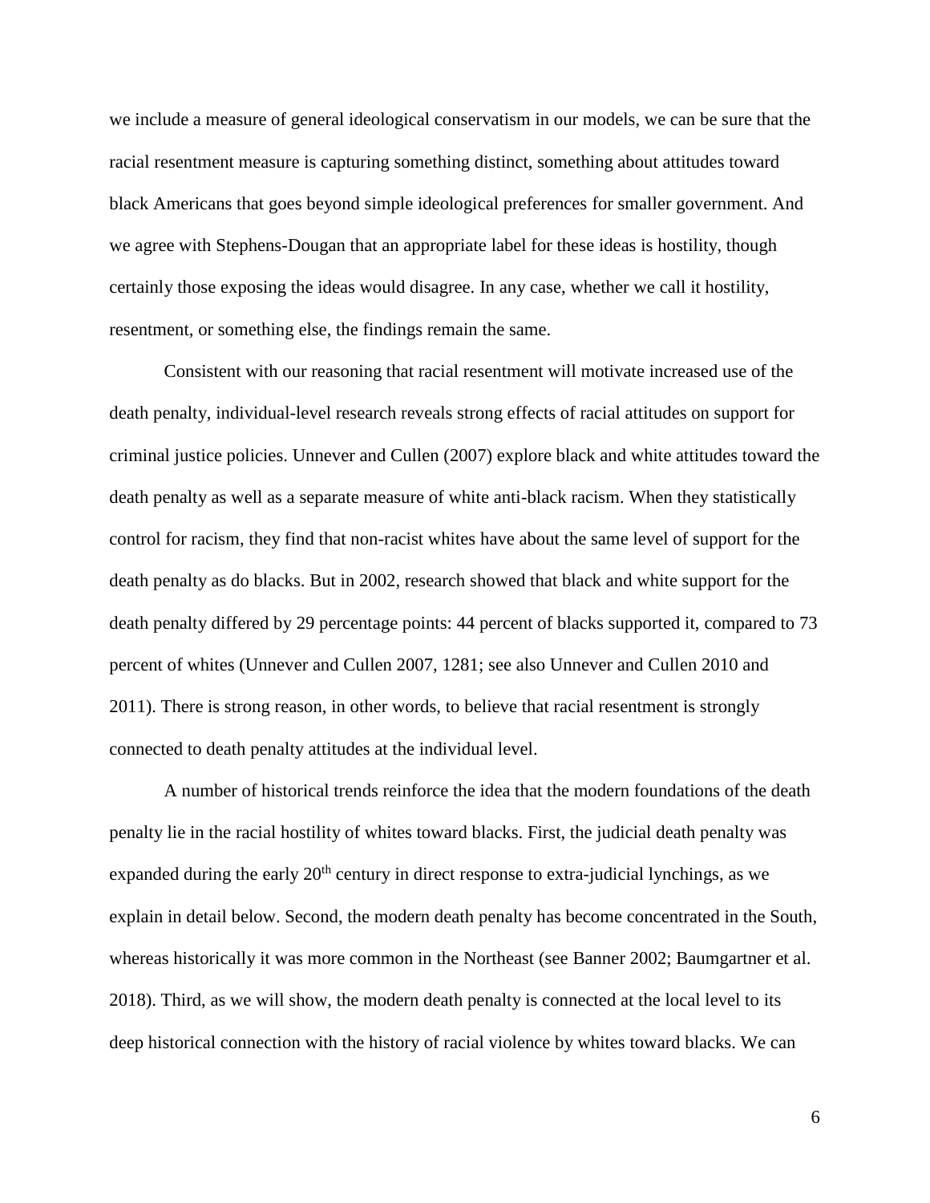we include a measure of general ideological conservatism in our models, we can be sure that the racial resentment measure is capturing something distinct, something about attitudes toward black Americans that goes beyond simple ideological preferences for smaller government. And we agree with Stephens-Dougan that an appropriate label for these ideas is hostility, though certainly those exposing the ideas would disagree. In any case, whether we call it hostility, resentment, or something else, the findings remain the same.

Consistent with our reasoning that racial resentment will motivate increased use of the death penalty, individual-level research reveals strong effects of racial attitudes on support for criminal justice policies. Unnever and Cullen (2007) explore black and white attitudes toward the death penalty as well as a separate measure of white anti-black racism. When they statistically control for racism, they find that non-racist whites have about the same level of support for the death penalty as do blacks. But in 2002, research showed that black and white support for the death penalty differed by 29 percentage points: 44 percent of blacks supported it, compared to 73 percent of whites (Unnever and Cullen 2007, 1281; see also Unnever and Cullen 2010 and 2011). There is strong reason, in other words, to believe that racial resentment is strongly connected to death penalty attitudes at the individual level.

A number of historical trends reinforce the idea that the modern foundations of the death penalty lie in the racial hostility of whites toward blacks. First, the judicial death penalty was expanded during the early 20th century in direct response to extra-judicial lynchings, as we explain in detail below. Second, the modern death penalty has become concentrated in the South, whereas historically it was more common in the Northeast (see Banner 2002; Baumgartner et al. 2018). Third, as we will show, the modern death penalty is connected at the local level to its deep historical connection with the history of racial violence by whites toward blacks. We can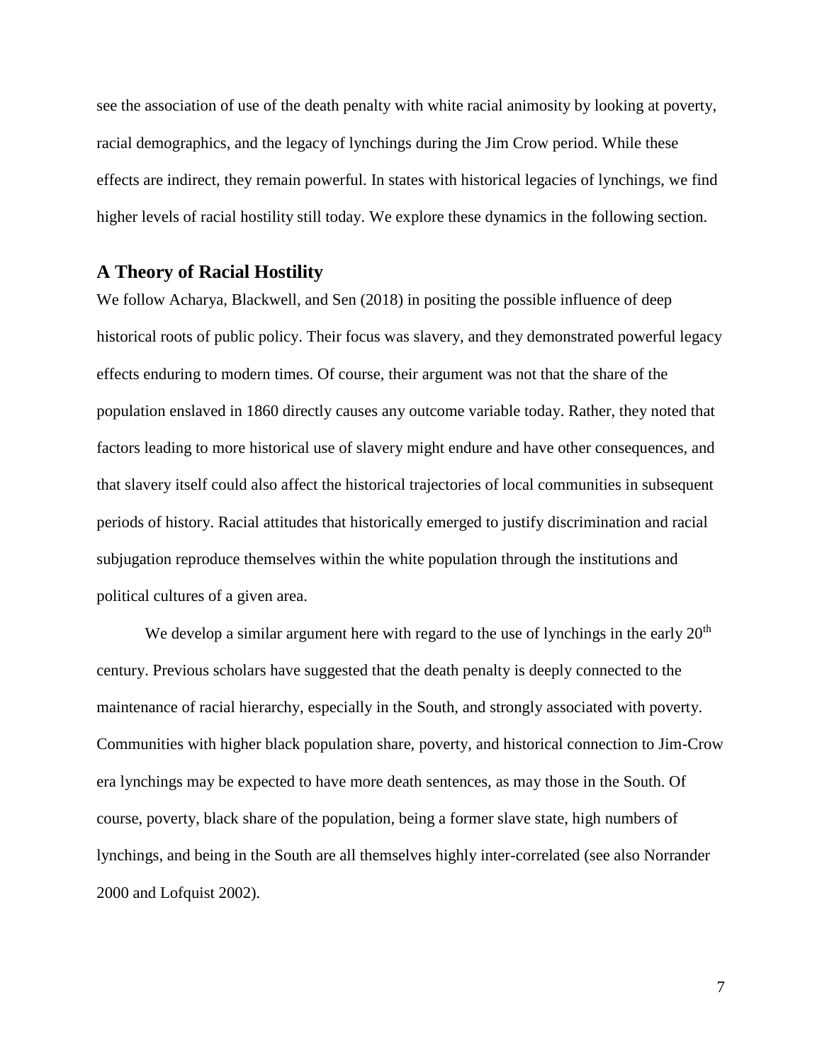see the association of use of the death penalty with white racial animosity by looking at poverty, racial demographics, and the legacy of lynchings during the Jim Crow period. While these effects are indirect, they remain powerful. In states with historical legacies of lynchings, we find higher levels of racial hostility still today. We explore these dynamics in the following section.

## A Theory of Racial Hostility

We follow Acharya, Blackwell, and Sen (2018) in positing the possible influence of deep historical roots of public policy. Their focus was slavery, and they demonstrated powerful legacy effects enduring to modern times. Of course, their argument was not that the share of the population enslaved in 1860 directly causes any outcome variable today. Rather, they noted that factors leading to more historical use of slavery might endure and have other consequences, and that slavery itself could also affect the historical trajectories of local communities in subsequent periods of history. Racial attitudes that historically emerged to justify discrimination and racial subjugation reproduce themselves within the white population through the institutions and political cultures of a given area.

We develop a similar argument here with regard to the use of lynchings in the early 20th century. Previous scholars have suggested that the death penalty is deeply connected to the maintenance of racial hierarchy, especially in the South, and strongly associated with poverty. Communities with higher black population share, poverty, and historical connection to Jim-Crow era lynchings may be expected to have more death sentences, as may those in the South. Of course, poverty, black share of the population, being a former slave state, high numbers of lynchings, and being in the South are all themselves highly inter-correlated (see also Norrander 2000 and Lofquist 2002).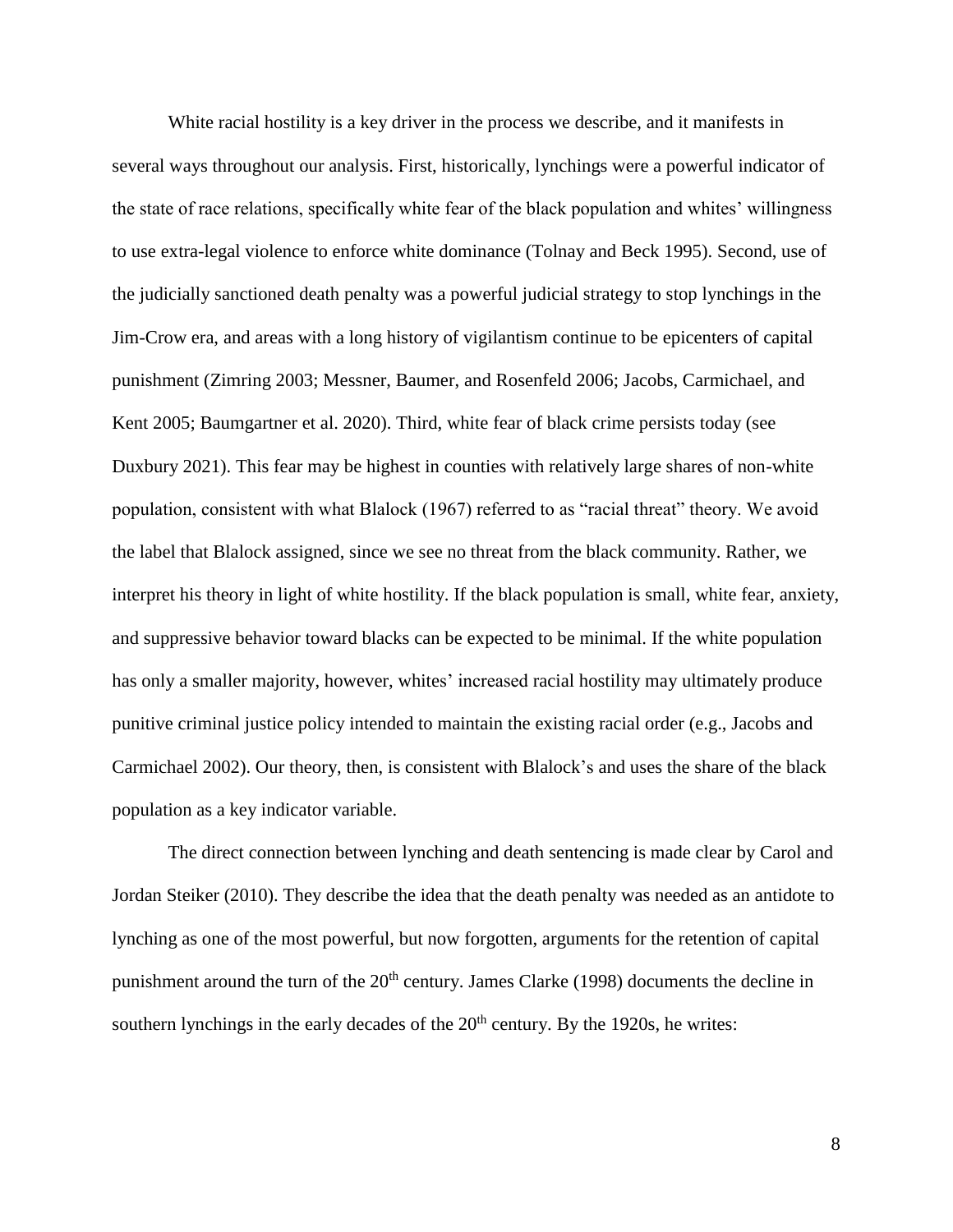White racial hostility is a key driver in the process we describe, and it manifests in several ways throughout our analysis. First, historically, lynchings were a powerful indicator of the state of race relations, specifically white fear of the black population and whites' willingness to use extra-legal violence to enforce white dominance (Tolnay and Beck 1995). Second, use of the judicially sanctioned death penalty was a powerful judicial strategy to stop lynchings in the Jim-Crow era, and areas with a long history of vigilantism continue to be epicenters of capital punishment (Zimring 2003; Messner, Baumer, and Rosenfeld 2006; Jacobs, Carmichael, and Kent 2005; Baumgartner et al. 2020). Third, white fear of black crime persists today (see Duxbury 2021). This fear may be highest in counties with relatively large shares of non-white population, consistent with what Blalock (1967) referred to as "racial threat" theory. We avoid the label that Blalock assigned, since we see no threat from the black community. Rather, we interpret his theory in light of white hostility. If the black population is small, white fear, anxiety, and suppressive behavior toward blacks can be expected to be minimal. If the white population has only a smaller majority, however, whites' increased racial hostility may ultimately produce punitive criminal justice policy intended to maintain the existing racial order (e.g., Jacobs and Carmichael 2002). Our theory, then, is consistent with Blalock's and uses the share of the black population as a key indicator variable.

The direct connection between lynching and death sentencing is made clear by Carol and Jordan Steiker (2010). They describe the idea that the death penalty was needed as an antidote to lynching as one of the most powerful, but now forgotten, arguments for the retention of capital punishment around the turn of the 20th century. James Clarke (1998) documents the decline in southern lynchings in the early decades of the 20th century. By the 1920s, he writes: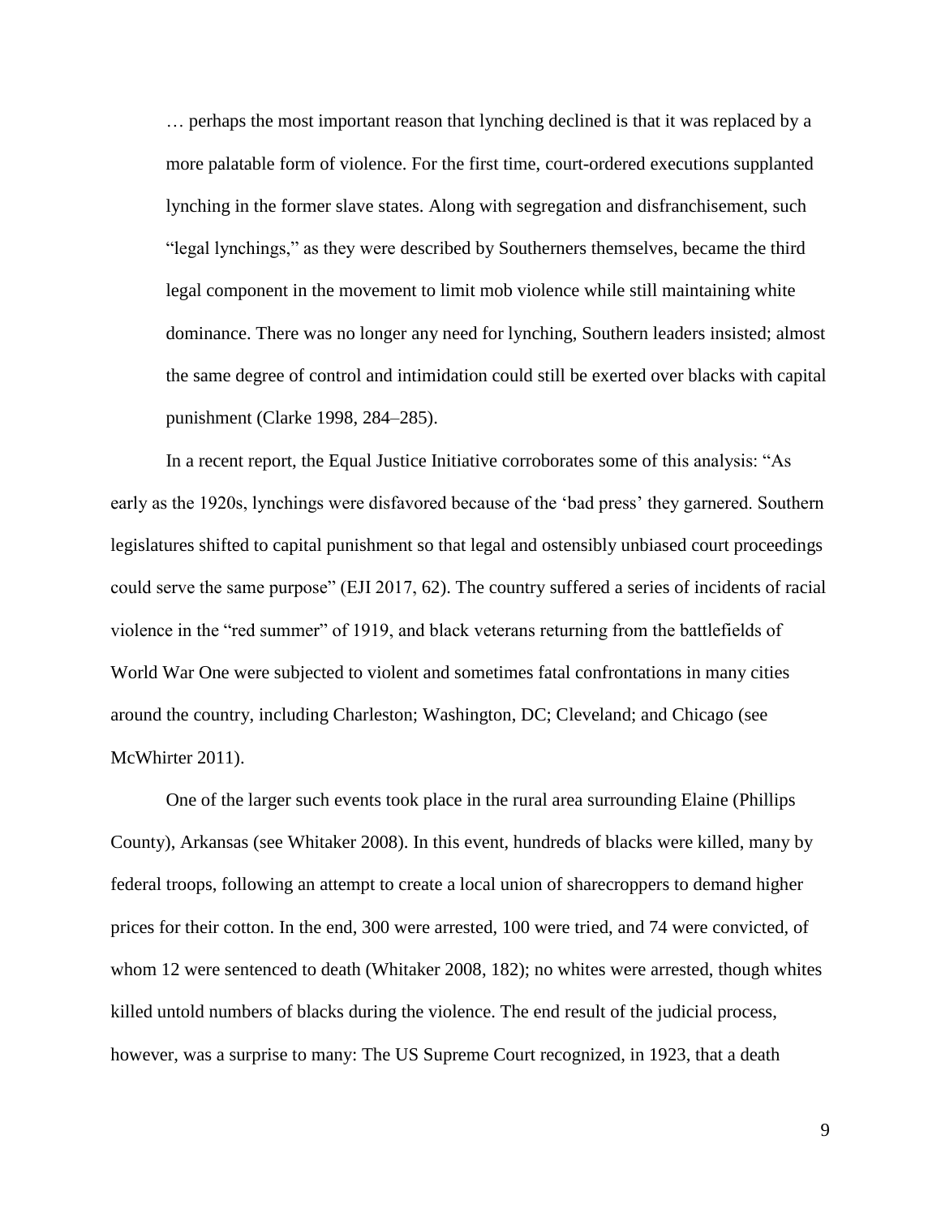> … perhaps the most important reason that lynching declined is that it was replaced by a more palatable form of violence. For the first time, court-ordered executions supplanted lynching in the former slave states. Along with segregation and disfranchisement, such "legal lynchings," as they were described by Southerners themselves, became the third legal component in the movement to limit mob violence while still maintaining white dominance. There was no longer any need for lynching, Southern leaders insisted; almost the same degree of control and intimidation could still be exerted over blacks with capital punishment (Clarke 1998, 284–285).

In a recent report, the Equal Justice Initiative corroborates some of this analysis: "As early as the 1920s, lynchings were disfavored because of the 'bad press' they garnered. Southern legislatures shifted to capital punishment so that legal and ostensibly unbiased court proceedings could serve the same purpose" (EJI 2017, 62). The country suffered a series of incidents of racial violence in the "red summer" of 1919, and black veterans returning from the battlefields of World War One were subjected to violent and sometimes fatal confrontations in many cities around the country, including Charleston; Washington, DC; Cleveland; and Chicago (see McWhirter 2011).

One of the larger such events took place in the rural area surrounding Elaine (Phillips County), Arkansas (see Whitaker 2008). In this event, hundreds of blacks were killed, many by federal troops, following an attempt to create a local union of sharecroppers to demand higher prices for their cotton. In the end, 300 were arrested, 100 were tried, and 74 were convicted, of whom 12 were sentenced to death (Whitaker 2008, 182); no whites were arrested, though whites killed untold numbers of blacks during the violence. The end result of the judicial process, however, was a surprise to many: The US Supreme Court recognized, in 1923, that a death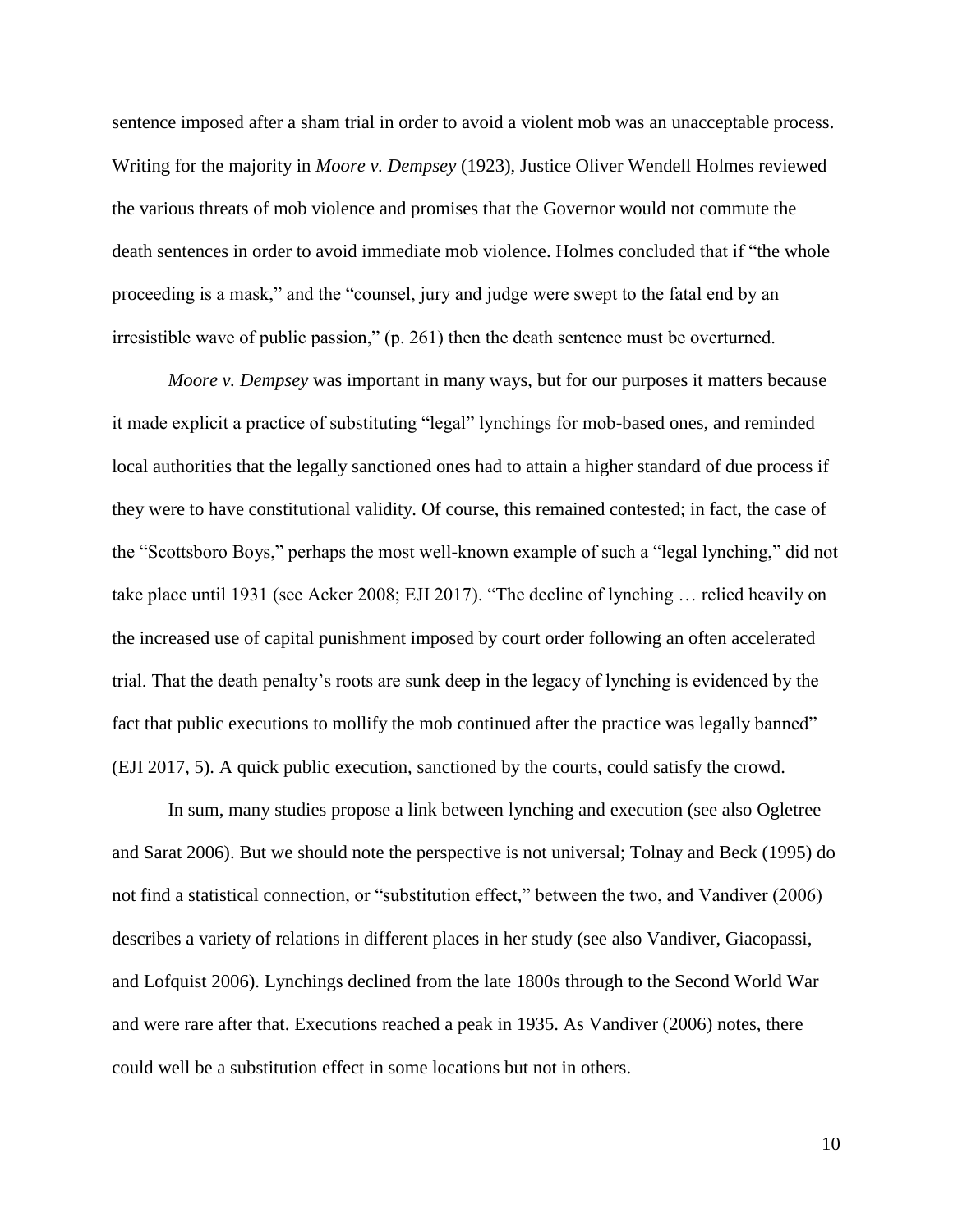sentence imposed after a sham trial in order to avoid a violent mob was an unacceptable process. Writing for the majority in *Moore v. Dempsey* (1923), Justice Oliver Wendell Holmes reviewed the various threats of mob violence and promises that the Governor would not commute the death sentences in order to avoid immediate mob violence. Holmes concluded that if "the whole proceeding is a mask," and the "counsel, jury and judge were swept to the fatal end by an irresistible wave of public passion," (p. 261) then the death sentence must be overturned.

*Moore v. Dempsey* was important in many ways, but for our purposes it matters because it made explicit a practice of substituting "legal" lynchings for mob-based ones, and reminded local authorities that the legally sanctioned ones had to attain a higher standard of due process if they were to have constitutional validity. Of course, this remained contested; in fact, the case of the "Scottsboro Boys," perhaps the most well-known example of such a "legal lynching," did not take place until 1931 (see Acker 2008; EJI 2017). "The decline of lynching … relied heavily on the increased use of capital punishment imposed by court order following an often accelerated trial. That the death penalty's roots are sunk deep in the legacy of lynching is evidenced by the fact that public executions to mollify the mob continued after the practice was legally banned" (EJI 2017, 5). A quick public execution, sanctioned by the courts, could satisfy the crowd.

In sum, many studies propose a link between lynching and execution (see also Ogletree and Sarat 2006). But we should note the perspective is not universal; Tolnay and Beck (1995) do not find a statistical connection, or "substitution effect," between the two, and Vandiver (2006) describes a variety of relations in different places in her study (see also Vandiver, Giacopassi, and Lofquist 2006). Lynchings declined from the late 1800s through to the Second World War and were rare after that. Executions reached a peak in 1935. As Vandiver (2006) notes, there could well be a substitution effect in some locations but not in others.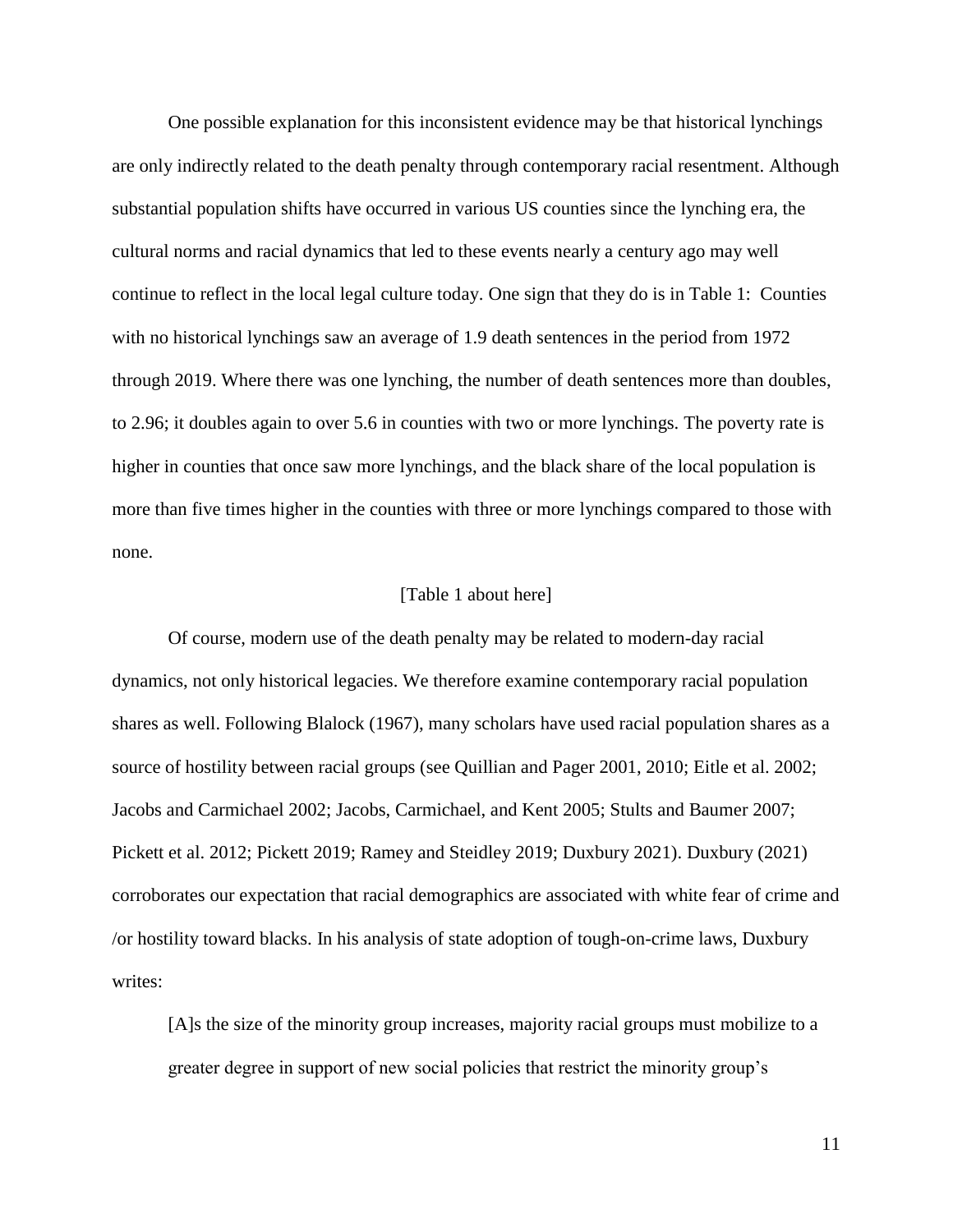One possible explanation for this inconsistent evidence may be that historical lynchings are only indirectly related to the death penalty through contemporary racial resentment. Although substantial population shifts have occurred in various US counties since the lynching era, the cultural norms and racial dynamics that led to these events nearly a century ago may well continue to reflect in the local legal culture today. One sign that they do is in Table 1: Counties with no historical lynchings saw an average of 1.9 death sentences in the period from 1972 through 2019. Where there was one lynching, the number of death sentences more than doubles, to 2.96; it doubles again to over 5.6 in counties with two or more lynchings. The poverty rate is higher in counties that once saw more lynchings, and the black share of the local population is more than five times higher in the counties with three or more lynchings compared to those with none.

[Table 1 about here]

Of course, modern use of the death penalty may be related to modern-day racial dynamics, not only historical legacies. We therefore examine contemporary racial population shares as well. Following Blalock (1967), many scholars have used racial population shares as a source of hostility between racial groups (see Quillian and Pager 2001, 2010; Eitle et al. 2002; Jacobs and Carmichael 2002; Jacobs, Carmichael, and Kent 2005; Stults and Baumer 2007; Pickett et al. 2012; Pickett 2019; Ramey and Steidley 2019; Duxbury 2021). Duxbury (2021) corroborates our expectation that racial demographics are associated with white fear of crime and /or hostility toward blacks. In his analysis of state adoption of tough-on-crime laws, Duxbury writes:

> [A]s the size of the minority group increases, majority racial groups must mobilize to a greater degree in support of new social policies that restrict the minority group's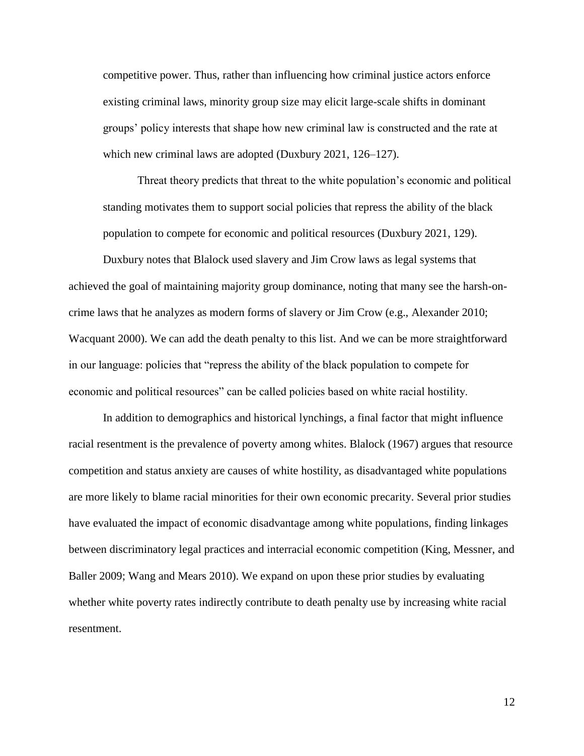> competitive power. Thus, rather than influencing how criminal justice actors enforce existing criminal laws, minority group size may elicit large-scale shifts in dominant groups' policy interests that shape how new criminal law is constructed and the rate at which new criminal laws are adopted (Duxbury 2021, 126–127).
>
> Threat theory predicts that threat to the white population's economic and political standing motivates them to support social policies that repress the ability of the black population to compete for economic and political resources (Duxbury 2021, 129).

Duxbury notes that Blalock used slavery and Jim Crow laws as legal systems that achieved the goal of maintaining majority group dominance, noting that many see the harsh-on-crime laws that he analyzes as modern forms of slavery or Jim Crow (e.g., Alexander 2010; Wacquant 2000). We can add the death penalty to this list. And we can be more straightforward in our language: policies that "repress the ability of the black population to compete for economic and political resources" can be called policies based on white racial hostility.

In addition to demographics and historical lynchings, a final factor that might influence racial resentment is the prevalence of poverty among whites. Blalock (1967) argues that resource competition and status anxiety are causes of white hostility, as disadvantaged white populations are more likely to blame racial minorities for their own economic precarity. Several prior studies have evaluated the impact of economic disadvantage among white populations, finding linkages between discriminatory legal practices and interracial economic competition (King, Messner, and Baller 2009; Wang and Mears 2010). We expand on upon these prior studies by evaluating whether white poverty rates indirectly contribute to death penalty use by increasing white racial resentment.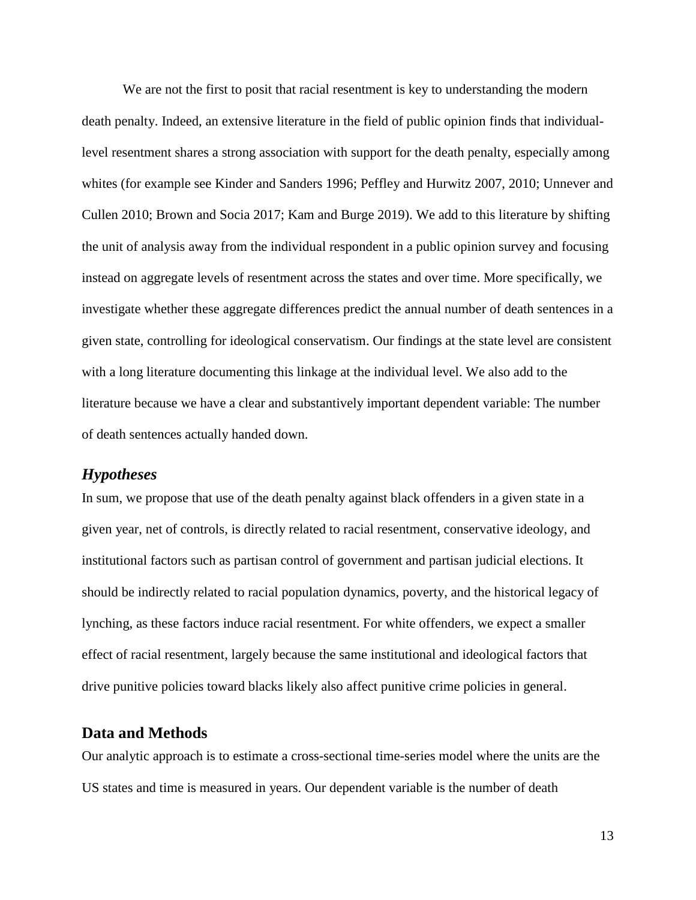We are not the first to posit that racial resentment is key to understanding the modern death penalty. Indeed, an extensive literature in the field of public opinion finds that individual-level resentment shares a strong association with support for the death penalty, especially among whites (for example see Kinder and Sanders 1996; Peffley and Hurwitz 2007, 2010; Unnever and Cullen 2010; Brown and Socia 2017; Kam and Burge 2019). We add to this literature by shifting the unit of analysis away from the individual respondent in a public opinion survey and focusing instead on aggregate levels of resentment across the states and over time. More specifically, we investigate whether these aggregate differences predict the annual number of death sentences in a given state, controlling for ideological conservatism. Our findings at the state level are consistent with a long literature documenting this linkage at the individual level. We also add to the literature because we have a clear and substantively important dependent variable: The number of death sentences actually handed down.

### *Hypotheses*

In sum, we propose that use of the death penalty against black offenders in a given state in a given year, net of controls, is directly related to racial resentment, conservative ideology, and institutional factors such as partisan control of government and partisan judicial elections. It should be indirectly related to racial population dynamics, poverty, and the historical legacy of lynching, as these factors induce racial resentment. For white offenders, we expect a smaller effect of racial resentment, largely because the same institutional and ideological factors that drive punitive policies toward blacks likely also affect punitive crime policies in general.

## Data and Methods

Our analytic approach is to estimate a cross-sectional time-series model where the units are the US states and time is measured in years. Our dependent variable is the number of death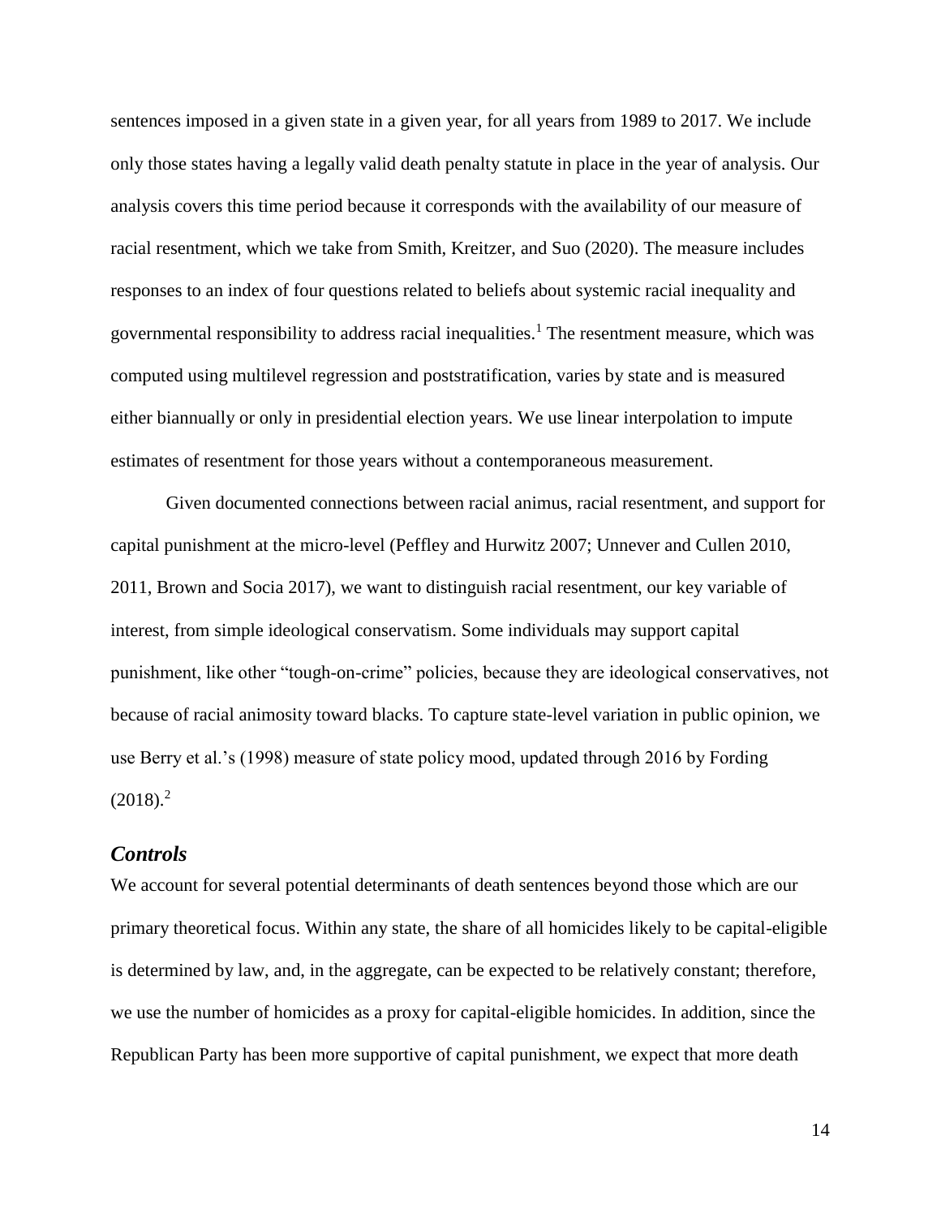sentences imposed in a given state in a given year, for all years from 1989 to 2017. We include only those states having a legally valid death penalty statute in place in the year of analysis. Our analysis covers this time period because it corresponds with the availability of our measure of racial resentment, which we take from Smith, Kreitzer, and Suo (2020). The measure includes responses to an index of four questions related to beliefs about systemic racial inequality and governmental responsibility to address racial inequalities.[1] The resentment measure, which was computed using multilevel regression and poststratification, varies by state and is measured either biannually or only in presidential election years. We use linear interpolation to impute estimates of resentment for those years without a contemporaneous measurement.

Given documented connections between racial animus, racial resentment, and support for capital punishment at the micro-level (Peffley and Hurwitz 2007; Unnever and Cullen 2010, 2011, Brown and Socia 2017), we want to distinguish racial resentment, our key variable of interest, from simple ideological conservatism. Some individuals may support capital punishment, like other "tough-on-crime" policies, because they are ideological conservatives, not because of racial animosity toward blacks. To capture state-level variation in public opinion, we use Berry et al.'s (1998) measure of state policy mood, updated through 2016 by Fording (2018).[2]

## *Controls*

We account for several potential determinants of death sentences beyond those which are our primary theoretical focus. Within any state, the share of all homicides likely to be capital-eligible is determined by law, and, in the aggregate, can be expected to be relatively constant; therefore, we use the number of homicides as a proxy for capital-eligible homicides. In addition, since the Republican Party has been more supportive of capital punishment, we expect that more death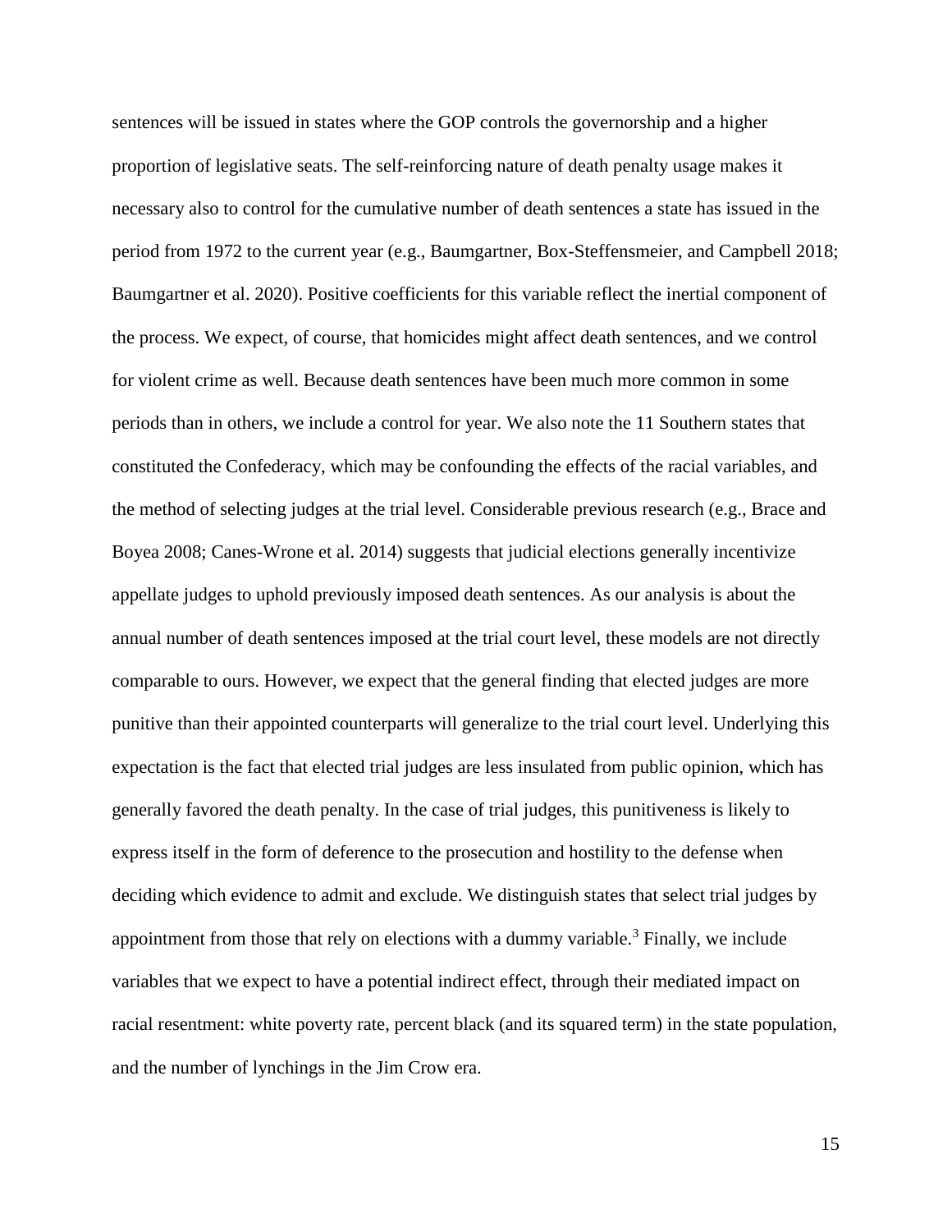sentences will be issued in states where the GOP controls the governorship and a higher proportion of legislative seats. The self-reinforcing nature of death penalty usage makes it necessary also to control for the cumulative number of death sentences a state has issued in the period from 1972 to the current year (e.g., Baumgartner, Box-Steffensmeier, and Campbell 2018; Baumgartner et al. 2020). Positive coefficients for this variable reflect the inertial component of the process. We expect, of course, that homicides might affect death sentences, and we control for violent crime as well. Because death sentences have been much more common in some periods than in others, we include a control for year. We also note the 11 Southern states that constituted the Confederacy, which may be confounding the effects of the racial variables, and the method of selecting judges at the trial level. Considerable previous research (e.g., Brace and Boyea 2008; Canes-Wrone et al. 2014) suggests that judicial elections generally incentivize appellate judges to uphold previously imposed death sentences. As our analysis is about the annual number of death sentences imposed at the trial court level, these models are not directly comparable to ours. However, we expect that the general finding that elected judges are more punitive than their appointed counterparts will generalize to the trial court level. Underlying this expectation is the fact that elected trial judges are less insulated from public opinion, which has generally favored the death penalty. In the case of trial judges, this punitiveness is likely to express itself in the form of deference to the prosecution and hostility to the defense when deciding which evidence to admit and exclude. We distinguish states that select trial judges by appointment from those that rely on elections with a dummy variable.[3] Finally, we include variables that we expect to have a potential indirect effect, through their mediated impact on racial resentment: white poverty rate, percent black (and its squared term) in the state population, and the number of lynchings in the Jim Crow era.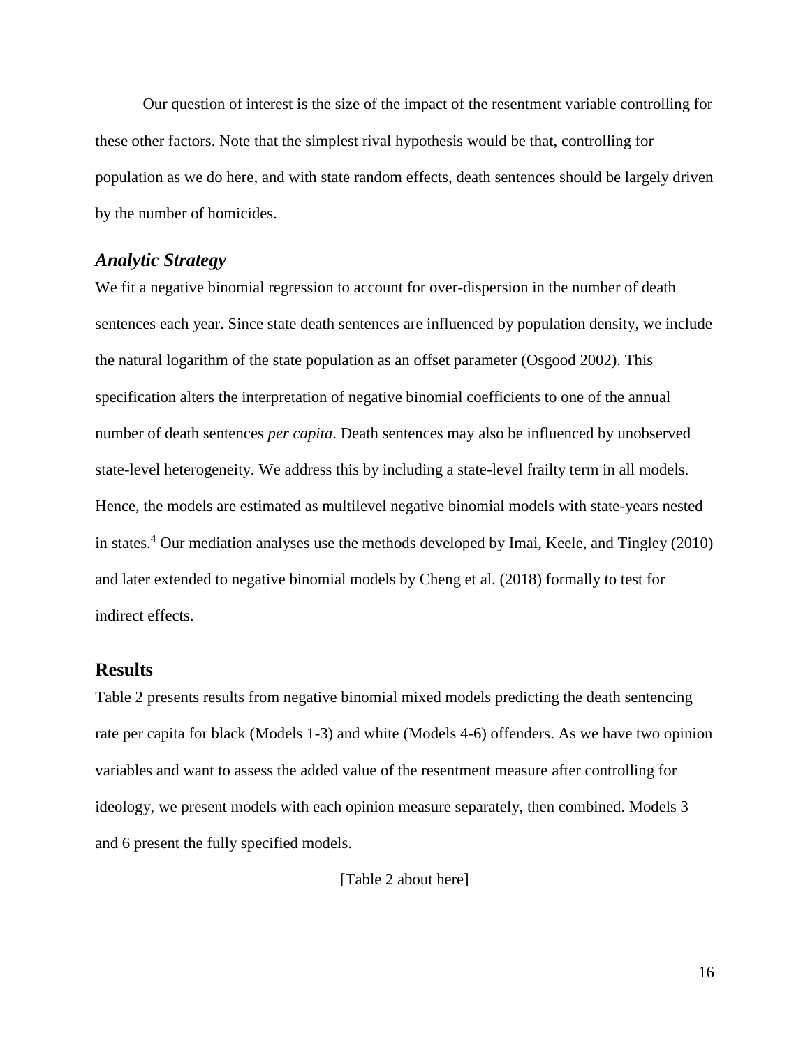Our question of interest is the size of the impact of the resentment variable controlling for these other factors. Note that the simplest rival hypothesis would be that, controlling for population as we do here, and with state random effects, death sentences should be largely driven by the number of homicides.

### *Analytic Strategy*

We fit a negative binomial regression to account for over-dispersion in the number of death sentences each year. Since state death sentences are influenced by population density, we include the natural logarithm of the state population as an offset parameter (Osgood 2002). This specification alters the interpretation of negative binomial coefficients to one of the annual number of death sentences *per capita*. Death sentences may also be influenced by unobserved state-level heterogeneity. We address this by including a state-level frailty term in all models. Hence, the models are estimated as multilevel negative binomial models with state-years nested in states.[4] Our mediation analyses use the methods developed by Imai, Keele, and Tingley (2010) and later extended to negative binomial models by Cheng et al. (2018) formally to test for indirect effects.

## Results

Table 2 presents results from negative binomial mixed models predicting the death sentencing rate per capita for black (Models 1-3) and white (Models 4-6) offenders. As we have two opinion variables and want to assess the added value of the resentment measure after controlling for ideology, we present models with each opinion measure separately, then combined. Models 3 and 6 present the fully specified models.

[Table 2 about here]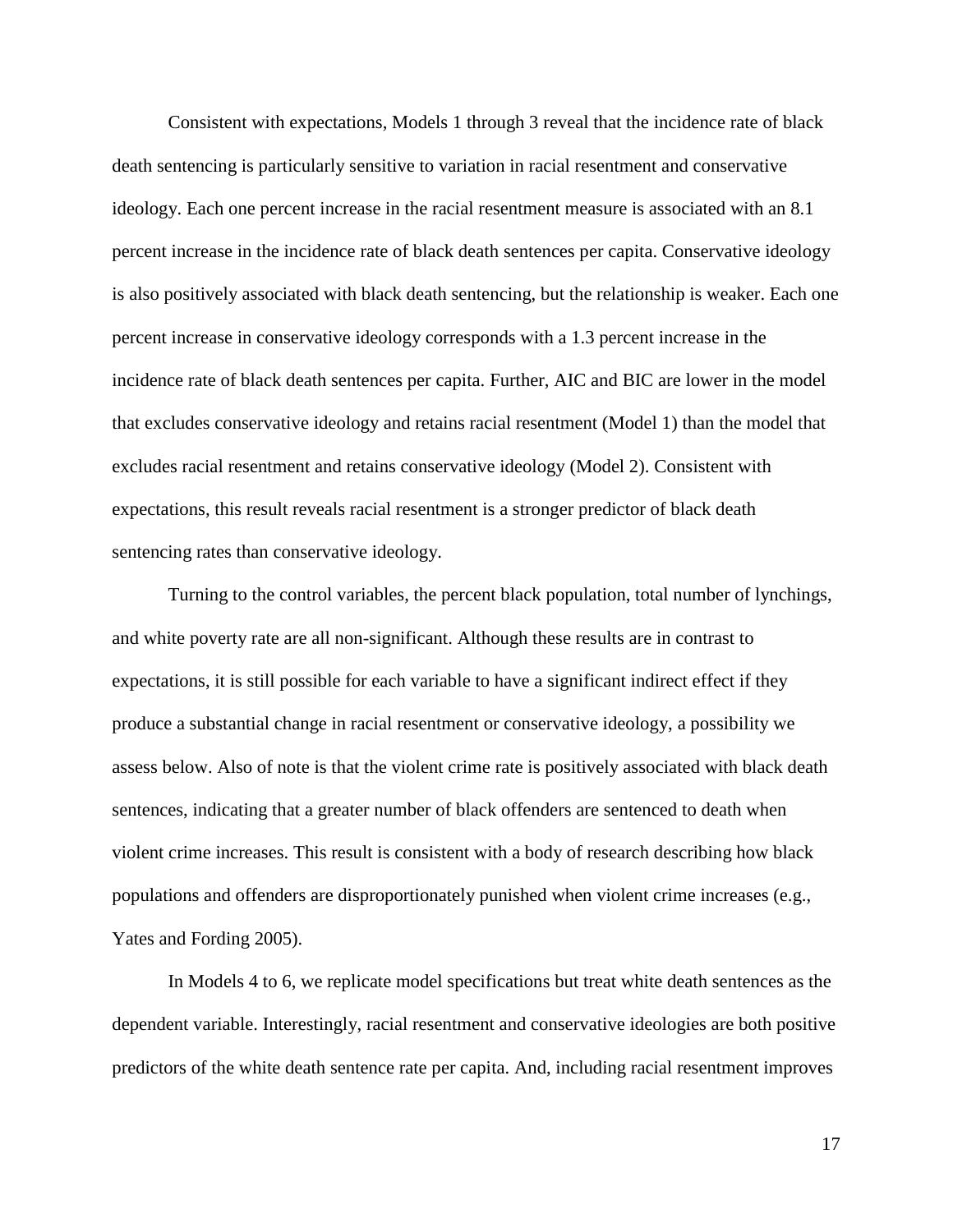Consistent with expectations, Models 1 through 3 reveal that the incidence rate of black death sentencing is particularly sensitive to variation in racial resentment and conservative ideology. Each one percent increase in the racial resentment measure is associated with an 8.1 percent increase in the incidence rate of black death sentences per capita. Conservative ideology is also positively associated with black death sentencing, but the relationship is weaker. Each one percent increase in conservative ideology corresponds with a 1.3 percent increase in the incidence rate of black death sentences per capita. Further, AIC and BIC are lower in the model that excludes conservative ideology and retains racial resentment (Model 1) than the model that excludes racial resentment and retains conservative ideology (Model 2). Consistent with expectations, this result reveals racial resentment is a stronger predictor of black death sentencing rates than conservative ideology.

Turning to the control variables, the percent black population, total number of lynchings, and white poverty rate are all non-significant. Although these results are in contrast to expectations, it is still possible for each variable to have a significant indirect effect if they produce a substantial change in racial resentment or conservative ideology, a possibility we assess below. Also of note is that the violent crime rate is positively associated with black death sentences, indicating that a greater number of black offenders are sentenced to death when violent crime increases. This result is consistent with a body of research describing how black populations and offenders are disproportionately punished when violent crime increases (e.g., Yates and Fording 2005).

In Models 4 to 6, we replicate model specifications but treat white death sentences as the dependent variable. Interestingly, racial resentment and conservative ideologies are both positive predictors of the white death sentence rate per capita. And, including racial resentment improves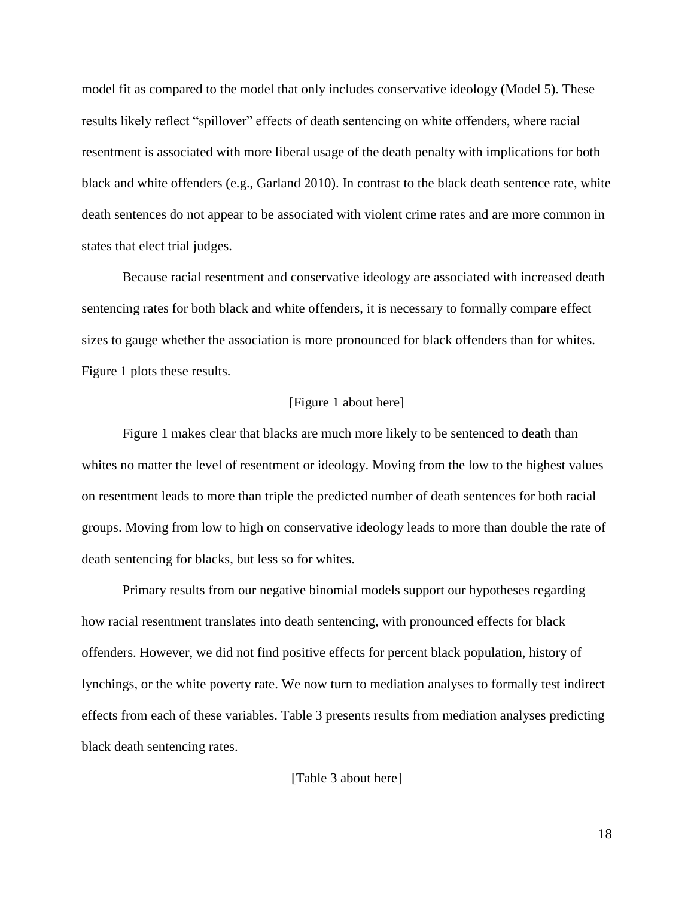model fit as compared to the model that only includes conservative ideology (Model 5). These results likely reflect "spillover" effects of death sentencing on white offenders, where racial resentment is associated with more liberal usage of the death penalty with implications for both black and white offenders (e.g., Garland 2010). In contrast to the black death sentence rate, white death sentences do not appear to be associated with violent crime rates and are more common in states that elect trial judges.

Because racial resentment and conservative ideology are associated with increased death sentencing rates for both black and white offenders, it is necessary to formally compare effect sizes to gauge whether the association is more pronounced for black offenders than for whites. Figure 1 plots these results.

[Figure 1 about here]

Figure 1 makes clear that blacks are much more likely to be sentenced to death than whites no matter the level of resentment or ideology. Moving from the low to the highest values on resentment leads to more than triple the predicted number of death sentences for both racial groups. Moving from low to high on conservative ideology leads to more than double the rate of death sentencing for blacks, but less so for whites.

Primary results from our negative binomial models support our hypotheses regarding how racial resentment translates into death sentencing, with pronounced effects for black offenders. However, we did not find positive effects for percent black population, history of lynchings, or the white poverty rate. We now turn to mediation analyses to formally test indirect effects from each of these variables. Table 3 presents results from mediation analyses predicting black death sentencing rates.

[Table 3 about here]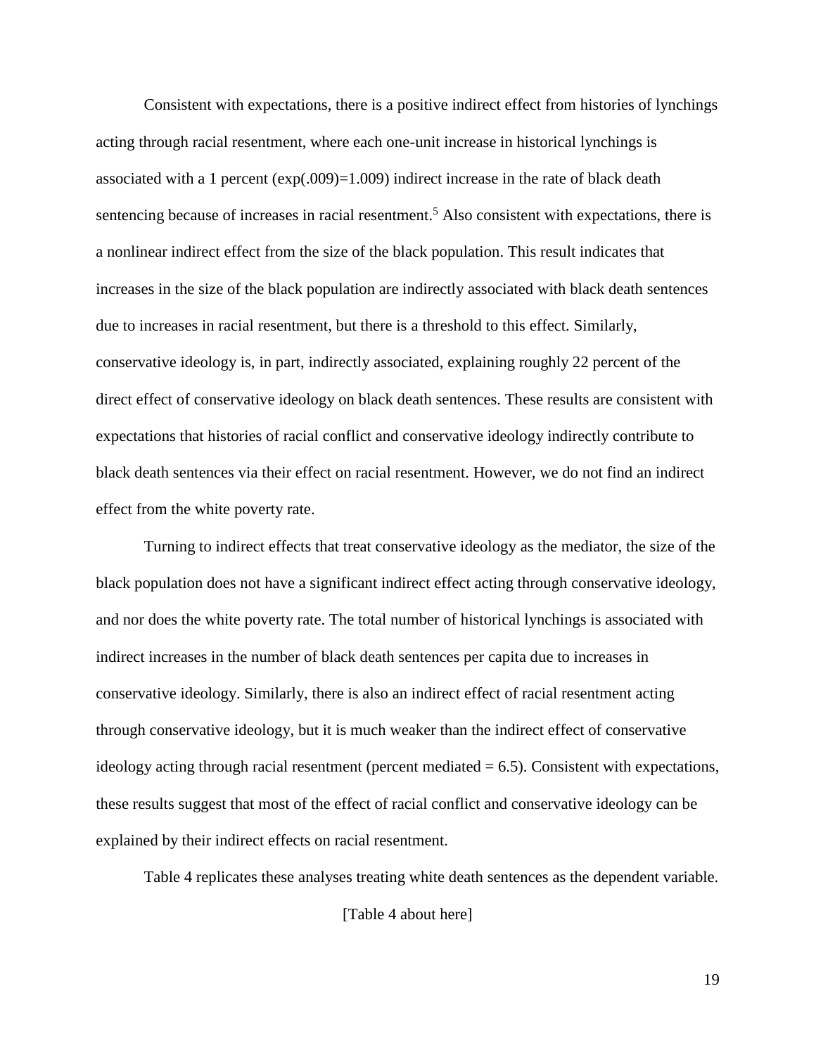Consistent with expectations, there is a positive indirect effect from histories of lynchings acting through racial resentment, where each one-unit increase in historical lynchings is associated with a 1 percent ($\exp(.009)=1.009$) indirect increase in the rate of black death sentencing because of increases in racial resentment.[5] Also consistent with expectations, there is a nonlinear indirect effect from the size of the black population. This result indicates that increases in the size of the black population are indirectly associated with black death sentences due to increases in racial resentment, but there is a threshold to this effect. Similarly, conservative ideology is, in part, indirectly associated, explaining roughly 22 percent of the direct effect of conservative ideology on black death sentences. These results are consistent with expectations that histories of racial conflict and conservative ideology indirectly contribute to black death sentences via their effect on racial resentment. However, we do not find an indirect effect from the white poverty rate.

Turning to indirect effects that treat conservative ideology as the mediator, the size of the black population does not have a significant indirect effect acting through conservative ideology, and nor does the white poverty rate. The total number of historical lynchings is associated with indirect increases in the number of black death sentences per capita due to increases in conservative ideology. Similarly, there is also an indirect effect of racial resentment acting through conservative ideology, but it is much weaker than the indirect effect of conservative ideology acting through racial resentment (percent mediated = 6.5). Consistent with expectations, these results suggest that most of the effect of racial conflict and conservative ideology can be explained by their indirect effects on racial resentment.

Table 4 replicates these analyses treating white death sentences as the dependent variable.

[Table 4 about here]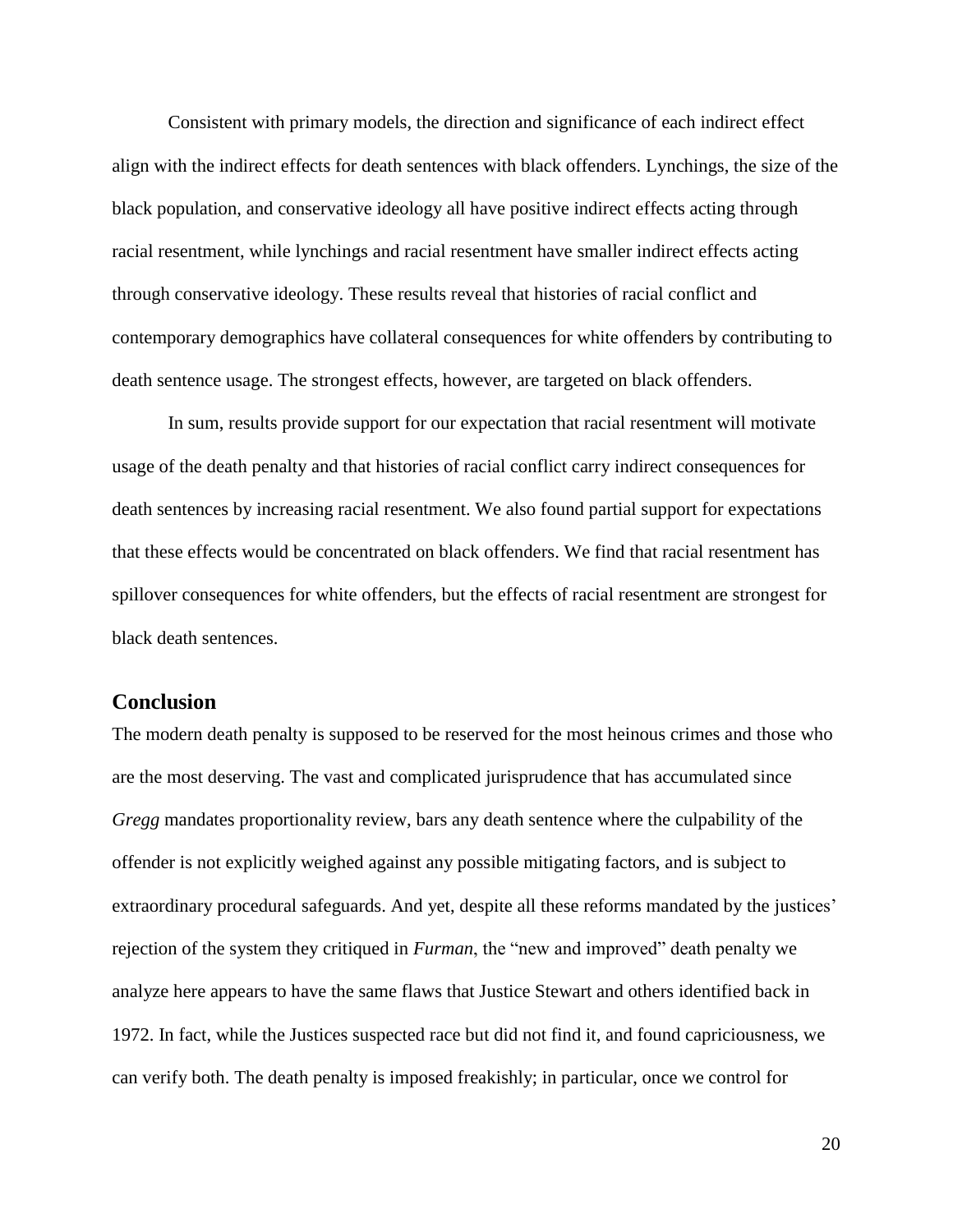Consistent with primary models, the direction and significance of each indirect effect align with the indirect effects for death sentences with black offenders. Lynchings, the size of the black population, and conservative ideology all have positive indirect effects acting through racial resentment, while lynchings and racial resentment have smaller indirect effects acting through conservative ideology. These results reveal that histories of racial conflict and contemporary demographics have collateral consequences for white offenders by contributing to death sentence usage. The strongest effects, however, are targeted on black offenders.

In sum, results provide support for our expectation that racial resentment will motivate usage of the death penalty and that histories of racial conflict carry indirect consequences for death sentences by increasing racial resentment. We also found partial support for expectations that these effects would be concentrated on black offenders. We find that racial resentment has spillover consequences for white offenders, but the effects of racial resentment are strongest for black death sentences.

## Conclusion

The modern death penalty is supposed to be reserved for the most heinous crimes and those who are the most deserving. The vast and complicated jurisprudence that has accumulated since *Gregg* mandates proportionality review, bars any death sentence where the culpability of the offender is not explicitly weighed against any possible mitigating factors, and is subject to extraordinary procedural safeguards. And yet, despite all these reforms mandated by the justices' rejection of the system they critiqued in *Furman*, the "new and improved" death penalty we analyze here appears to have the same flaws that Justice Stewart and others identified back in 1972. In fact, while the Justices suspected race but did not find it, and found capriciousness, we can verify both. The death penalty is imposed freakishly; in particular, once we control for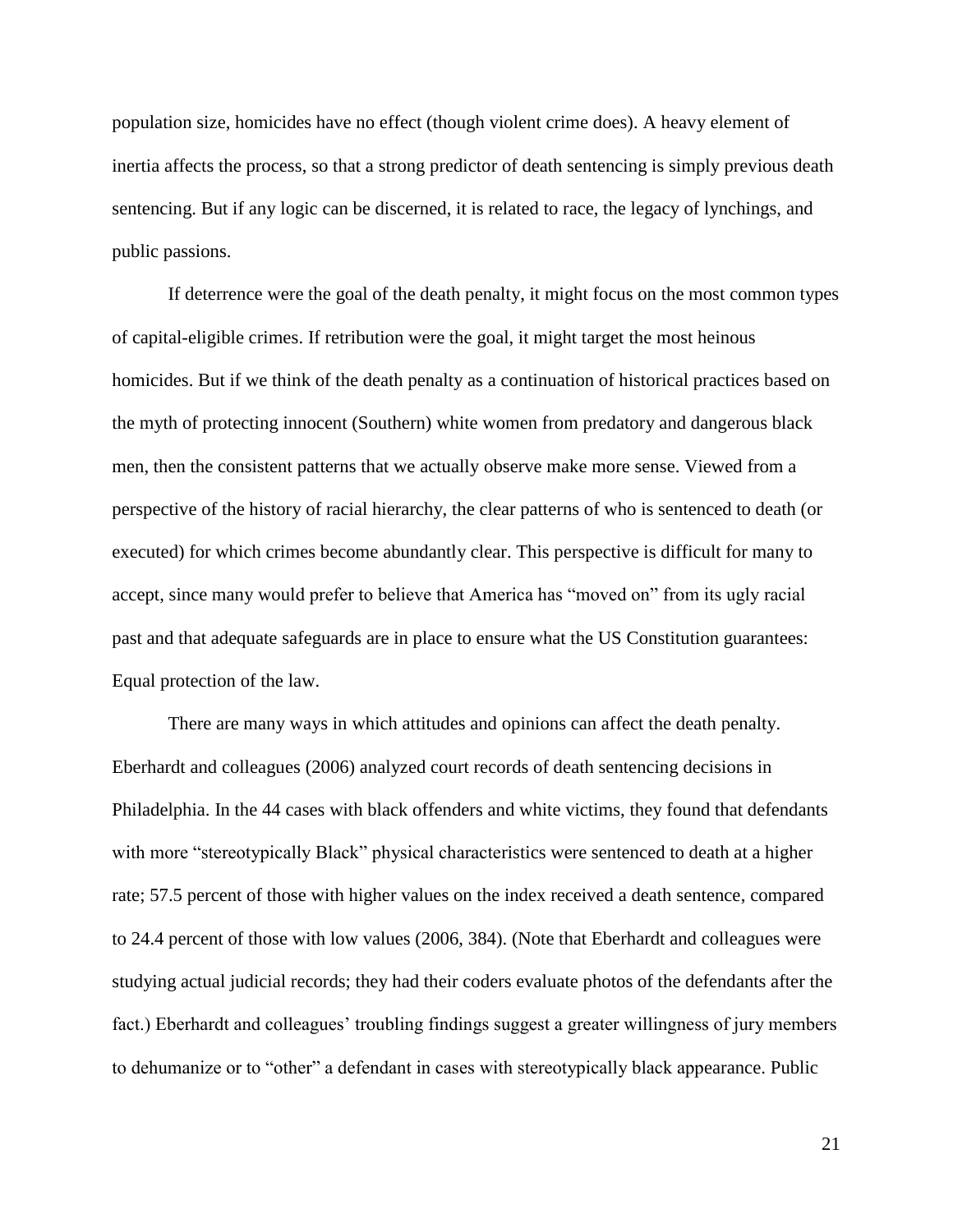population size, homicides have no effect (though violent crime does). A heavy element of inertia affects the process, so that a strong predictor of death sentencing is simply previous death sentencing. But if any logic can be discerned, it is related to race, the legacy of lynchings, and public passions.

If deterrence were the goal of the death penalty, it might focus on the most common types of capital-eligible crimes. If retribution were the goal, it might target the most heinous homicides. But if we think of the death penalty as a continuation of historical practices based on the myth of protecting innocent (Southern) white women from predatory and dangerous black men, then the consistent patterns that we actually observe make more sense. Viewed from a perspective of the history of racial hierarchy, the clear patterns of who is sentenced to death (or executed) for which crimes become abundantly clear. This perspective is difficult for many to accept, since many would prefer to believe that America has "moved on" from its ugly racial past and that adequate safeguards are in place to ensure what the US Constitution guarantees: Equal protection of the law.

There are many ways in which attitudes and opinions can affect the death penalty. Eberhardt and colleagues (2006) analyzed court records of death sentencing decisions in Philadelphia. In the 44 cases with black offenders and white victims, they found that defendants with more "stereotypically Black" physical characteristics were sentenced to death at a higher rate; 57.5 percent of those with higher values on the index received a death sentence, compared to 24.4 percent of those with low values (2006, 384). (Note that Eberhardt and colleagues were studying actual judicial records; they had their coders evaluate photos of the defendants after the fact.) Eberhardt and colleagues' troubling findings suggest a greater willingness of jury members to dehumanize or to "other" a defendant in cases with stereotypically black appearance. Public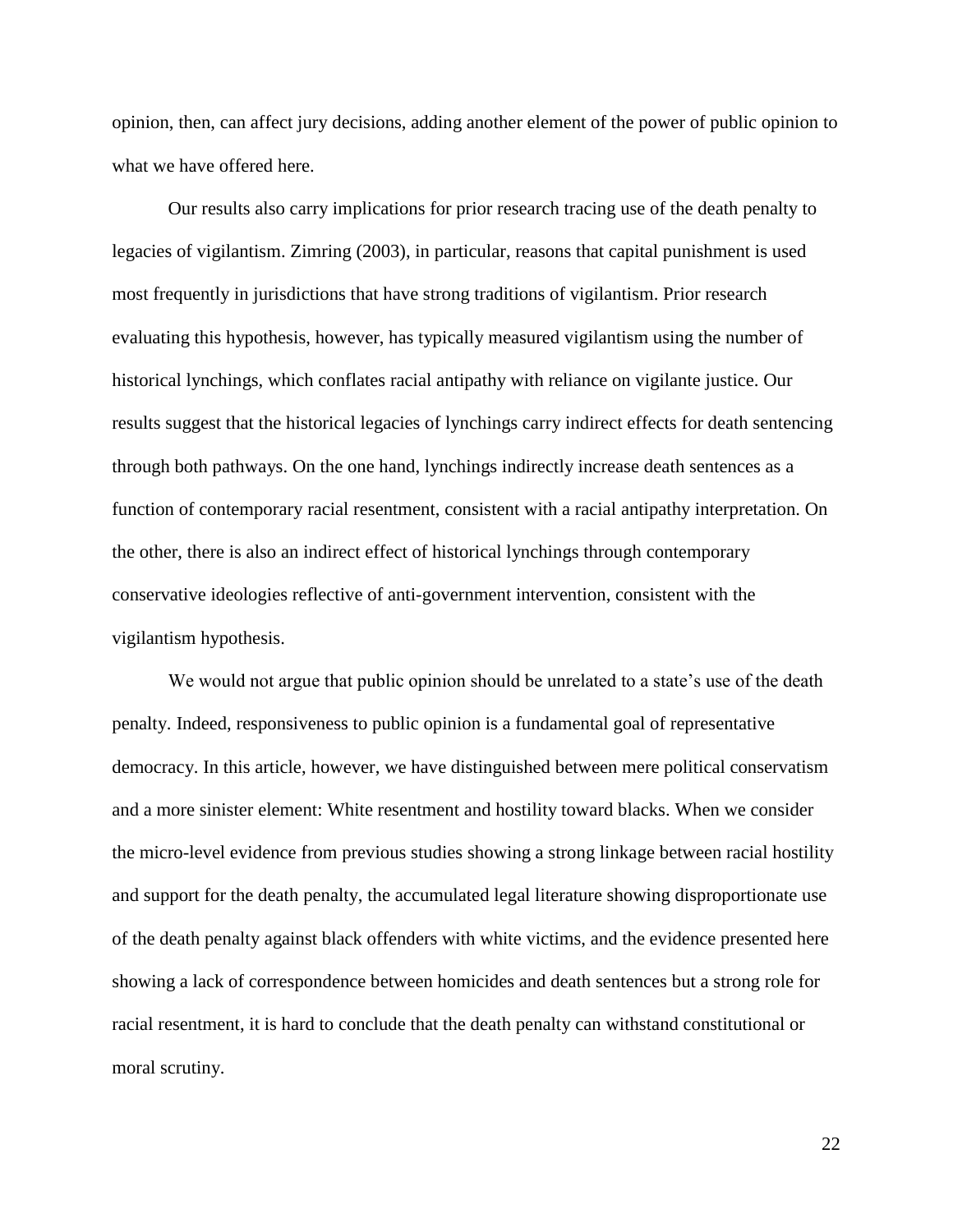opinion, then, can affect jury decisions, adding another element of the power of public opinion to what we have offered here.

Our results also carry implications for prior research tracing use of the death penalty to legacies of vigilantism. Zimring (2003), in particular, reasons that capital punishment is used most frequently in jurisdictions that have strong traditions of vigilantism. Prior research evaluating this hypothesis, however, has typically measured vigilantism using the number of historical lynchings, which conflates racial antipathy with reliance on vigilante justice. Our results suggest that the historical legacies of lynchings carry indirect effects for death sentencing through both pathways. On the one hand, lynchings indirectly increase death sentences as a function of contemporary racial resentment, consistent with a racial antipathy interpretation. On the other, there is also an indirect effect of historical lynchings through contemporary conservative ideologies reflective of anti-government intervention, consistent with the vigilantism hypothesis.

We would not argue that public opinion should be unrelated to a state's use of the death penalty. Indeed, responsiveness to public opinion is a fundamental goal of representative democracy. In this article, however, we have distinguished between mere political conservatism and a more sinister element: White resentment and hostility toward blacks. When we consider the micro-level evidence from previous studies showing a strong linkage between racial hostility and support for the death penalty, the accumulated legal literature showing disproportionate use of the death penalty against black offenders with white victims, and the evidence presented here showing a lack of correspondence between homicides and death sentences but a strong role for racial resentment, it is hard to conclude that the death penalty can withstand constitutional or moral scrutiny.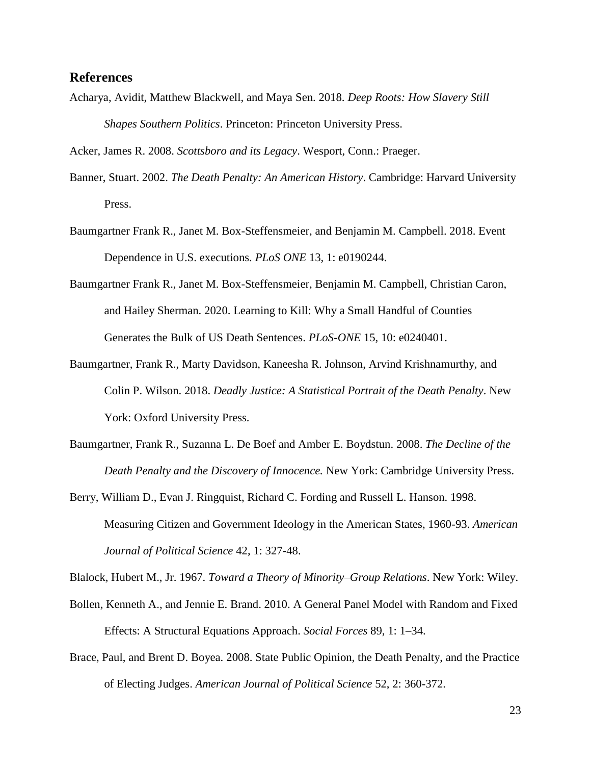## References

Acharya, Avidit, Matthew Blackwell, and Maya Sen. 2018. *Deep Roots: How Slavery Still Shapes Southern Politics*. Princeton: Princeton University Press.

Acker, James R. 2008. *Scottsboro and its Legacy*. Wesport, Conn.: Praeger.

Banner, Stuart. 2002. *The Death Penalty: An American History*. Cambridge: Harvard University Press.

Baumgartner Frank R., Janet M. Box-Steffensmeier, and Benjamin M. Campbell. 2018. Event Dependence in U.S. executions. *PLoS ONE* 13, 1: e0190244.

Baumgartner Frank R., Janet M. Box-Steffensmeier, Benjamin M. Campbell, Christian Caron, and Hailey Sherman. 2020. Learning to Kill: Why a Small Handful of Counties Generates the Bulk of US Death Sentences. *PLoS-ONE* 15, 10: e0240401.

Baumgartner, Frank R., Marty Davidson, Kaneesha R. Johnson, Arvind Krishnamurthy, and Colin P. Wilson. 2018. *Deadly Justice: A Statistical Portrait of the Death Penalty*. New York: Oxford University Press.

Baumgartner, Frank R., Suzanna L. De Boef and Amber E. Boydstun. 2008. *The Decline of the Death Penalty and the Discovery of Innocence.* New York: Cambridge University Press.

Berry, William D., Evan J. Ringquist, Richard C. Fording and Russell L. Hanson. 1998. Measuring Citizen and Government Ideology in the American States, 1960-93. *American Journal of Political Science* 42, 1: 327-48.

Blalock, Hubert M., Jr. 1967. *Toward a Theory of Minority–Group Relations*. New York: Wiley.

Bollen, Kenneth A., and Jennie E. Brand. 2010. A General Panel Model with Random and Fixed Effects: A Structural Equations Approach. *Social Forces* 89, 1: 1–34.

Brace, Paul, and Brent D. Boyea. 2008. State Public Opinion, the Death Penalty, and the Practice of Electing Judges. *American Journal of Political Science* 52, 2: 360-372.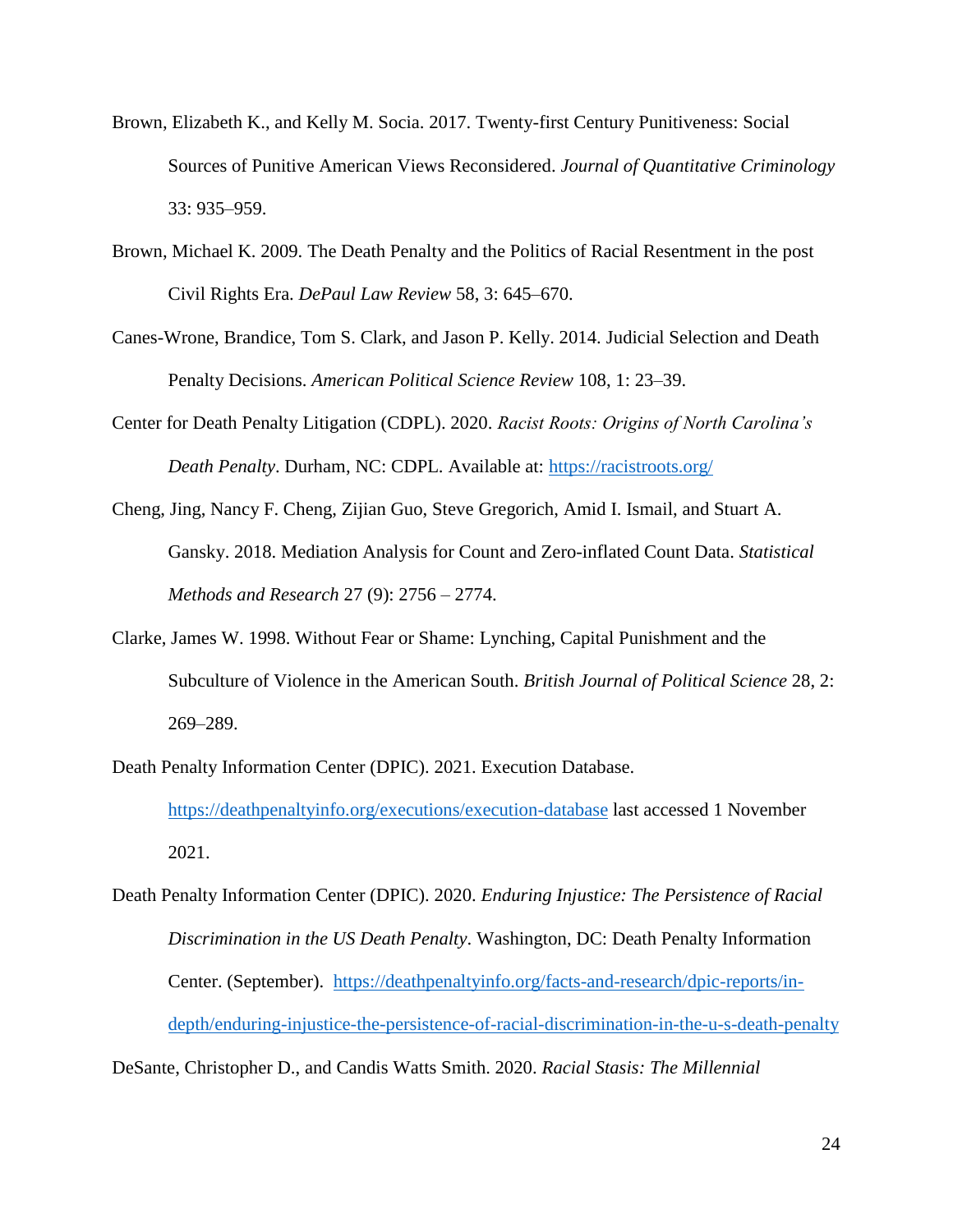Brown, Elizabeth K., and Kelly M. Socia. 2017. Twenty-first Century Punitiveness: Social Sources of Punitive American Views Reconsidered. *Journal of Quantitative Criminology* 33: 935–959.

Brown, Michael K. 2009. The Death Penalty and the Politics of Racial Resentment in the post Civil Rights Era. *DePaul Law Review* 58, 3: 645–670.

Canes-Wrone, Brandice, Tom S. Clark, and Jason P. Kelly. 2014. Judicial Selection and Death Penalty Decisions. *American Political Science Review* 108, 1: 23–39.

Center for Death Penalty Litigation (CDPL). 2020. *Racist Roots: Origins of North Carolina's Death Penalty*. Durham, NC: CDPL. Available at: https://racistroots.org/

Cheng, Jing, Nancy F. Cheng, Zijian Guo, Steve Gregorich, Amid I. Ismail, and Stuart A. Gansky. 2018. Mediation Analysis for Count and Zero-inflated Count Data. *Statistical Methods and Research* 27 (9): 2756 – 2774.

Clarke, James W. 1998. Without Fear or Shame: Lynching, Capital Punishment and the Subculture of Violence in the American South. *British Journal of Political Science* 28, 2: 269–289.

Death Penalty Information Center (DPIC). 2021. Execution Database. https://deathpenaltyinfo.org/executions/execution-database last accessed 1 November 2021.

Death Penalty Information Center (DPIC). 2020. *Enduring Injustice: The Persistence of Racial Discrimination in the US Death Penalty*. Washington, DC: Death Penalty Information Center. (September). https://deathpenaltyinfo.org/facts-and-research/dpic-reports/in-depth/enduring-injustice-the-persistence-of-racial-discrimination-in-the-u-s-death-penalty

DeSante, Christopher D., and Candis Watts Smith. 2020. *Racial Stasis: The Millennial*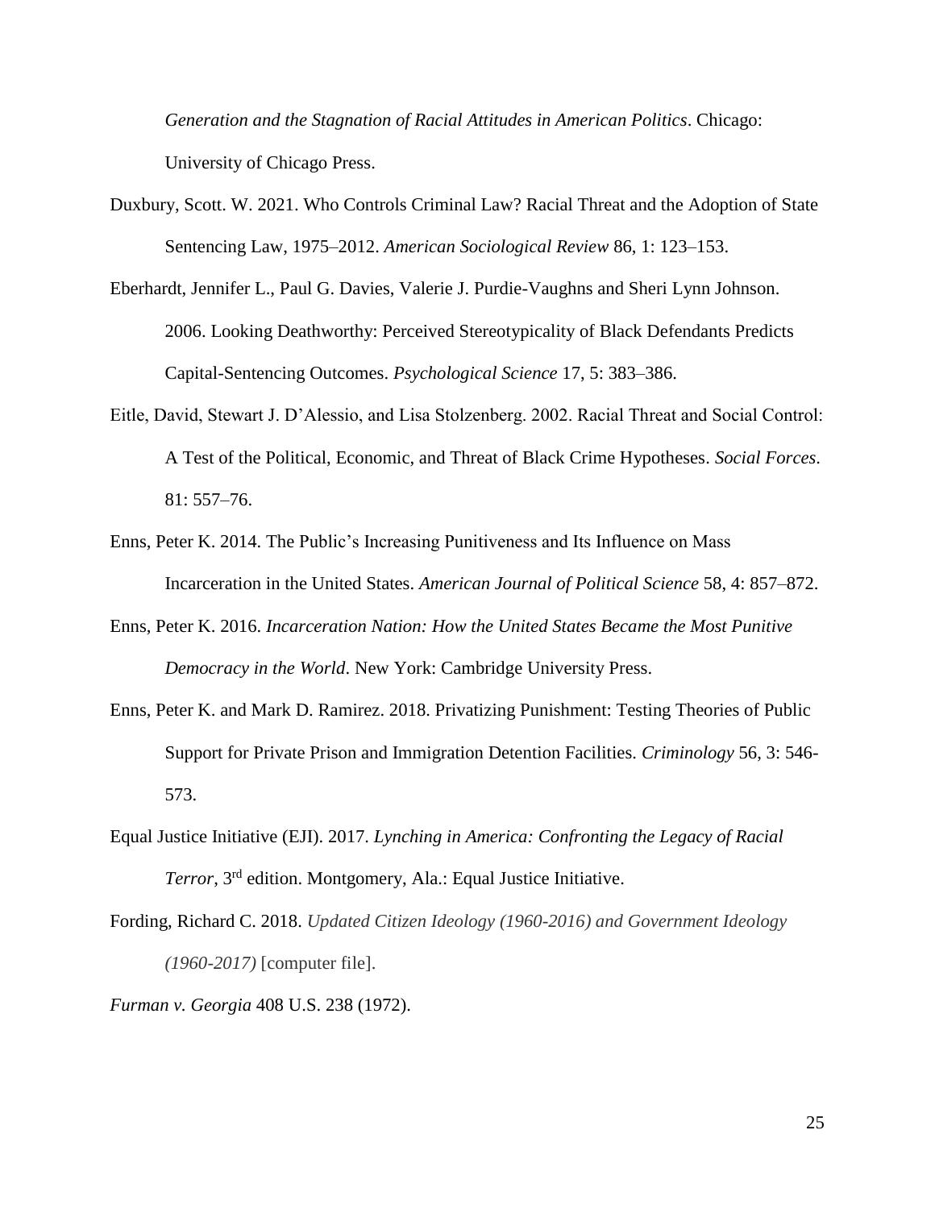*Generation and the Stagnation of Racial Attitudes in American Politics*. Chicago: University of Chicago Press.

Duxbury, Scott. W. 2021. Who Controls Criminal Law? Racial Threat and the Adoption of State Sentencing Law, 1975–2012. *American Sociological Review* 86, 1: 123–153.

Eberhardt, Jennifer L., Paul G. Davies, Valerie J. Purdie-Vaughns and Sheri Lynn Johnson. 2006. Looking Deathworthy: Perceived Stereotypicality of Black Defendants Predicts Capital-Sentencing Outcomes. *Psychological Science* 17, 5: 383–386.

Eitle, David, Stewart J. D'Alessio, and Lisa Stolzenberg. 2002. Racial Threat and Social Control: A Test of the Political, Economic, and Threat of Black Crime Hypotheses. *Social Forces*. 81: 557–76.

Enns, Peter K. 2014. The Public's Increasing Punitiveness and Its Influence on Mass Incarceration in the United States. *American Journal of Political Science* 58, 4: 857–872.

Enns, Peter K. 2016. *Incarceration Nation: How the United States Became the Most Punitive Democracy in the World*. New York: Cambridge University Press.

Enns, Peter K. and Mark D. Ramirez. 2018. Privatizing Punishment: Testing Theories of Public Support for Private Prison and Immigration Detention Facilities. *Criminology* 56, 3: 546-573.

Equal Justice Initiative (EJI). 2017. *Lynching in America: Confronting the Legacy of Racial Terror*, 3rd edition. Montgomery, Ala.: Equal Justice Initiative.

Fording, Richard C. 2018. *Updated Citizen Ideology (1960-2016) and Government Ideology (1960-2017)* [computer file].

*Furman v. Georgia* 408 U.S. 238 (1972).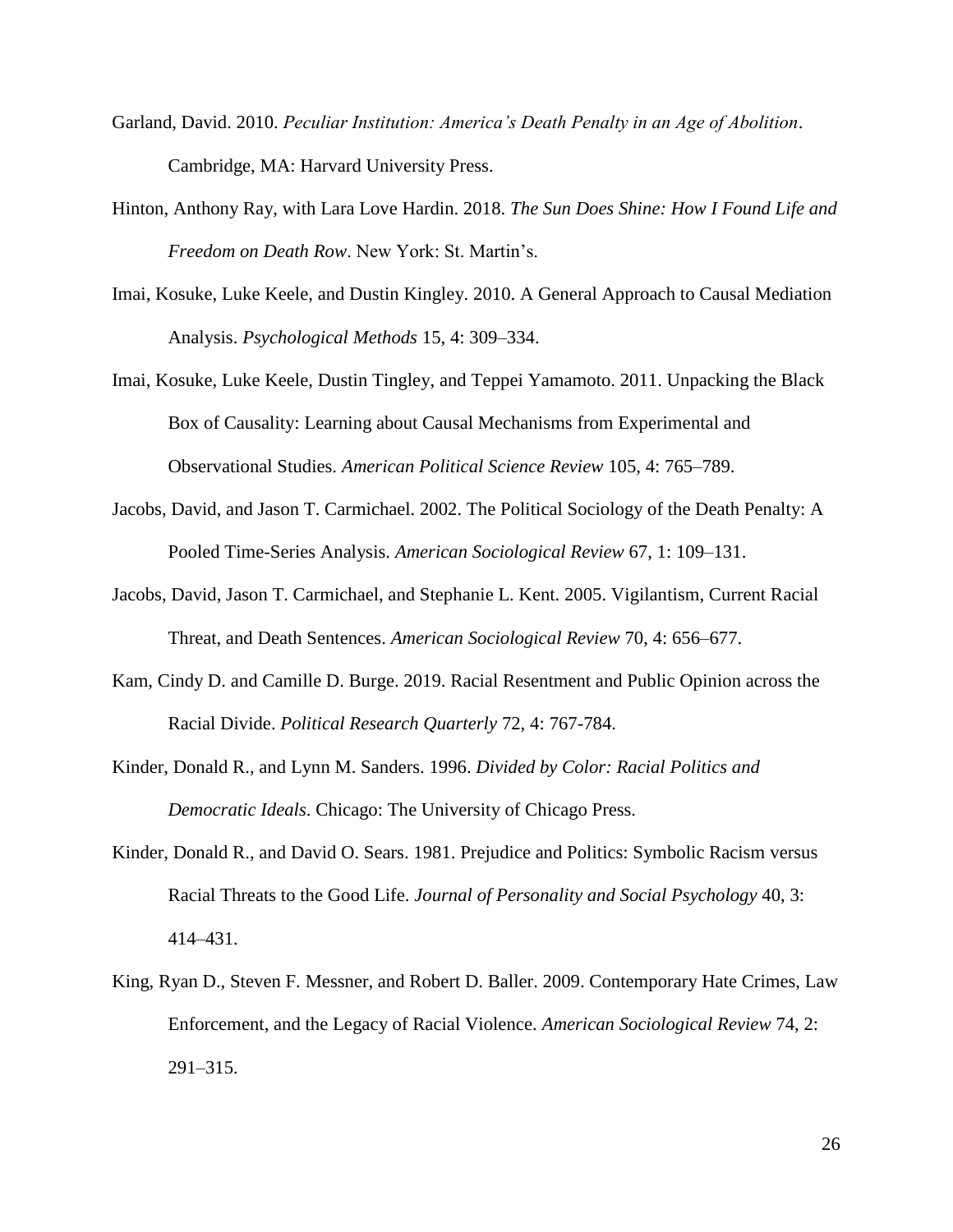Garland, David. 2010. *Peculiar Institution: America's Death Penalty in an Age of Abolition*. Cambridge, MA: Harvard University Press.

Hinton, Anthony Ray, with Lara Love Hardin. 2018. *The Sun Does Shine: How I Found Life and Freedom on Death Row*. New York: St. Martin's.

Imai, Kosuke, Luke Keele, and Dustin Kingley. 2010. A General Approach to Causal Mediation Analysis. *Psychological Methods* 15, 4: 309–334.

Imai, Kosuke, Luke Keele, Dustin Tingley, and Teppei Yamamoto. 2011. Unpacking the Black Box of Causality: Learning about Causal Mechanisms from Experimental and Observational Studies. *American Political Science Review* 105, 4: 765–789.

Jacobs, David, and Jason T. Carmichael. 2002. The Political Sociology of the Death Penalty: A Pooled Time-Series Analysis. *American Sociological Review* 67, 1: 109–131.

Jacobs, David, Jason T. Carmichael, and Stephanie L. Kent. 2005. Vigilantism, Current Racial Threat, and Death Sentences. *American Sociological Review* 70, 4: 656–677.

Kam, Cindy D. and Camille D. Burge. 2019. Racial Resentment and Public Opinion across the Racial Divide. *Political Research Quarterly* 72, 4: 767-784.

Kinder, Donald R., and Lynn M. Sanders. 1996. *Divided by Color: Racial Politics and Democratic Ideals*. Chicago: The University of Chicago Press.

Kinder, Donald R., and David O. Sears. 1981. Prejudice and Politics: Symbolic Racism versus Racial Threats to the Good Life. *Journal of Personality and Social Psychology* 40, 3: 414–431.

King, Ryan D., Steven F. Messner, and Robert D. Baller. 2009. Contemporary Hate Crimes, Law Enforcement, and the Legacy of Racial Violence. *American Sociological Review* 74, 2: 291–315.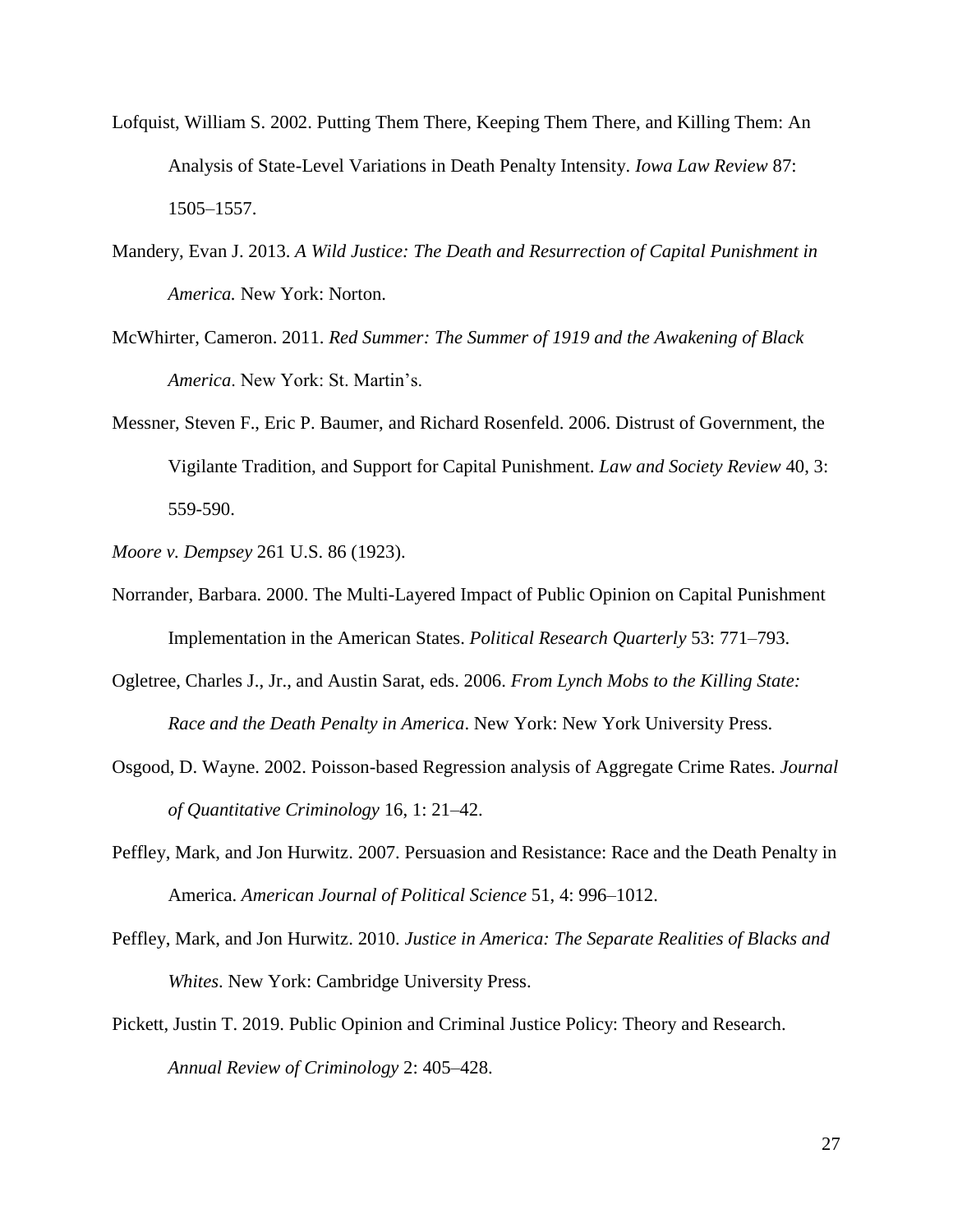Lofquist, William S. 2002. Putting Them There, Keeping Them There, and Killing Them: An Analysis of State-Level Variations in Death Penalty Intensity. *Iowa Law Review* 87: 1505–1557.

Mandery, Evan J. 2013. *A Wild Justice: The Death and Resurrection of Capital Punishment in America.* New York: Norton.

McWhirter, Cameron. 2011. *Red Summer: The Summer of 1919 and the Awakening of Black America*. New York: St. Martin's.

Messner, Steven F., Eric P. Baumer, and Richard Rosenfeld. 2006. Distrust of Government, the Vigilante Tradition, and Support for Capital Punishment. *Law and Society Review* 40, 3: 559-590.

*Moore v. Dempsey* 261 U.S. 86 (1923).

Norrander, Barbara. 2000. The Multi-Layered Impact of Public Opinion on Capital Punishment Implementation in the American States. *Political Research Quarterly* 53: 771–793.

Ogletree, Charles J., Jr., and Austin Sarat, eds. 2006. *From Lynch Mobs to the Killing State: Race and the Death Penalty in America*. New York: New York University Press.

Osgood, D. Wayne. 2002. Poisson-based Regression analysis of Aggregate Crime Rates. *Journal of Quantitative Criminology* 16, 1: 21–42.

Peffley, Mark, and Jon Hurwitz. 2007. Persuasion and Resistance: Race and the Death Penalty in America. *American Journal of Political Science* 51, 4: 996–1012.

Peffley, Mark, and Jon Hurwitz. 2010. *Justice in America: The Separate Realities of Blacks and Whites*. New York: Cambridge University Press.

Pickett, Justin T. 2019. Public Opinion and Criminal Justice Policy: Theory and Research. *Annual Review of Criminology* 2: 405–428.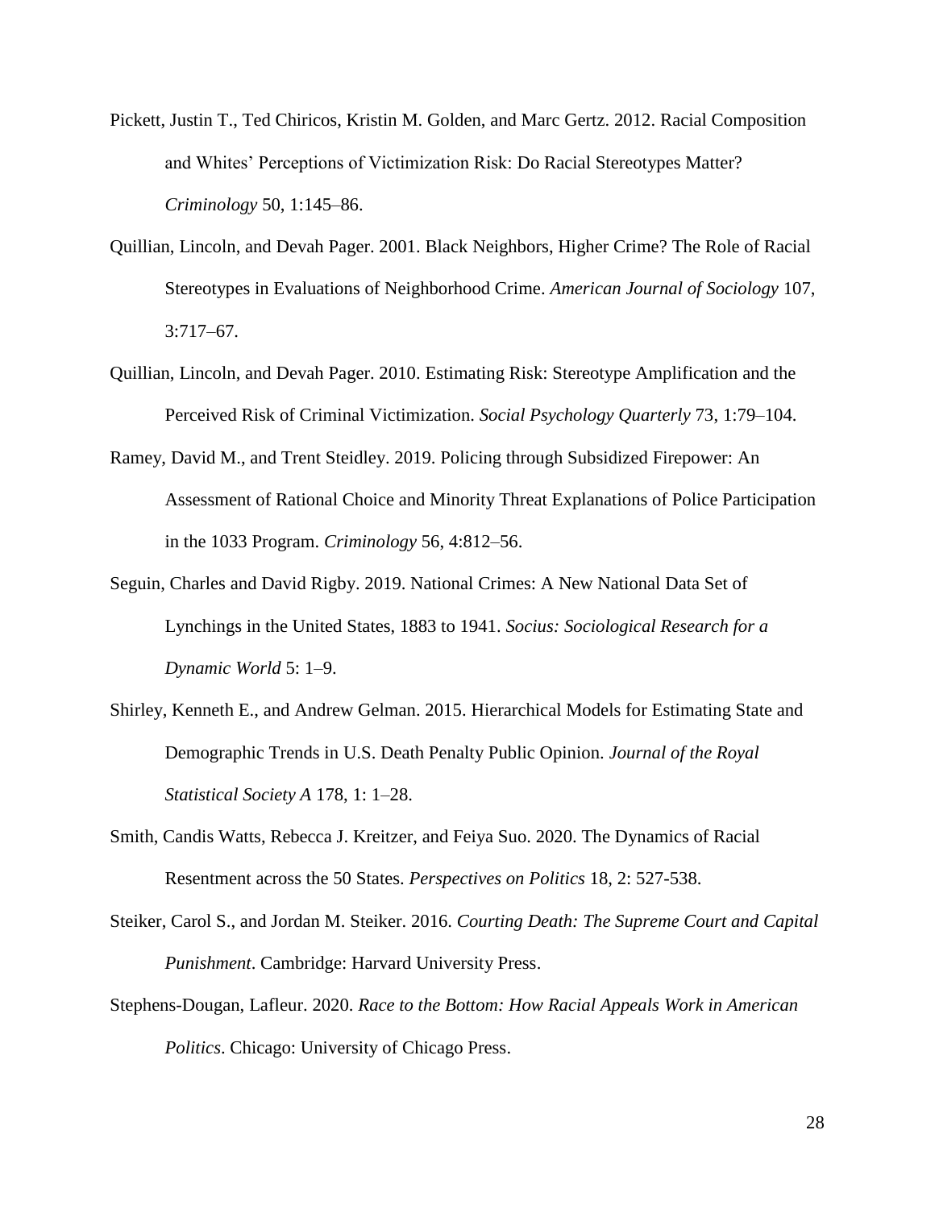Pickett, Justin T., Ted Chiricos, Kristin M. Golden, and Marc Gertz. 2012. Racial Composition and Whites' Perceptions of Victimization Risk: Do Racial Stereotypes Matter? *Criminology* 50, 1:145–86.

Quillian, Lincoln, and Devah Pager. 2001. Black Neighbors, Higher Crime? The Role of Racial Stereotypes in Evaluations of Neighborhood Crime. *American Journal of Sociology* 107, 3:717–67.

Quillian, Lincoln, and Devah Pager. 2010. Estimating Risk: Stereotype Amplification and the Perceived Risk of Criminal Victimization. *Social Psychology Quarterly* 73, 1:79–104.

Ramey, David M., and Trent Steidley. 2019. Policing through Subsidized Firepower: An Assessment of Rational Choice and Minority Threat Explanations of Police Participation in the 1033 Program. *Criminology* 56, 4:812–56.

Seguin, Charles and David Rigby. 2019. National Crimes: A New National Data Set of Lynchings in the United States, 1883 to 1941. *Socius: Sociological Research for a Dynamic World* 5: 1–9.

Shirley, Kenneth E., and Andrew Gelman. 2015. Hierarchical Models for Estimating State and Demographic Trends in U.S. Death Penalty Public Opinion. *Journal of the Royal Statistical Society A* 178, 1: 1–28.

Smith, Candis Watts, Rebecca J. Kreitzer, and Feiya Suo. 2020. The Dynamics of Racial Resentment across the 50 States. *Perspectives on Politics* 18, 2: 527-538.

Steiker, Carol S., and Jordan M. Steiker. 2016. *Courting Death: The Supreme Court and Capital Punishment*. Cambridge: Harvard University Press.

Stephens-Dougan, Lafleur. 2020. *Race to the Bottom: How Racial Appeals Work in American Politics*. Chicago: University of Chicago Press.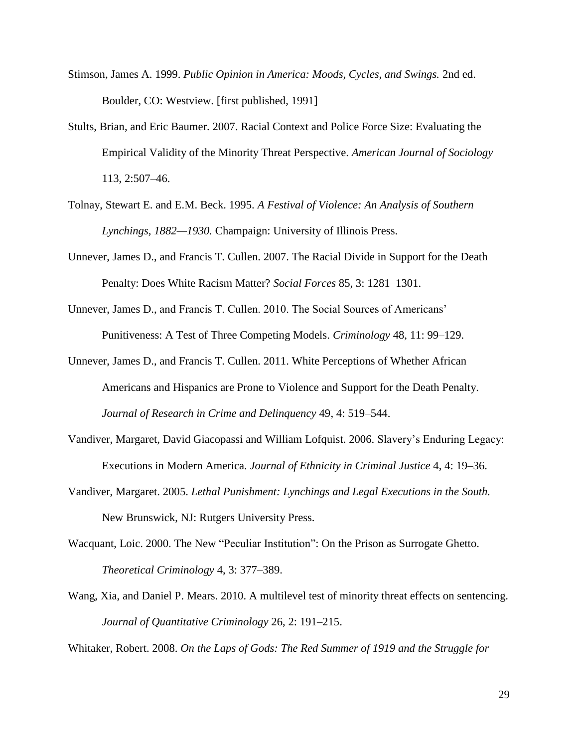Stimson, James A. 1999. *Public Opinion in America: Moods, Cycles, and Swings.* 2nd ed. Boulder, CO: Westview. [first published, 1991]

Stults, Brian, and Eric Baumer. 2007. Racial Context and Police Force Size: Evaluating the Empirical Validity of the Minority Threat Perspective. *American Journal of Sociology* 113, 2:507–46.

Tolnay, Stewart E. and E.M. Beck. 1995. *A Festival of Violence: An Analysis of Southern Lynchings, 1882—1930.* Champaign: University of Illinois Press.

Unnever, James D., and Francis T. Cullen. 2007. The Racial Divide in Support for the Death Penalty: Does White Racism Matter? *Social Forces* 85, 3: 1281–1301.

Unnever, James D., and Francis T. Cullen. 2010. The Social Sources of Americans' Punitiveness: A Test of Three Competing Models. *Criminology* 48, 11: 99–129.

Unnever, James D., and Francis T. Cullen. 2011. White Perceptions of Whether African Americans and Hispanics are Prone to Violence and Support for the Death Penalty. *Journal of Research in Crime and Delinquency* 49, 4: 519–544.

Vandiver, Margaret, David Giacopassi and William Lofquist. 2006. Slavery's Enduring Legacy: Executions in Modern America. *Journal of Ethnicity in Criminal Justice* 4, 4: 19–36.

Vandiver, Margaret. 2005. *Lethal Punishment: Lynchings and Legal Executions in the South.* New Brunswick, NJ: Rutgers University Press.

Wacquant, Loic. 2000. The New "Peculiar Institution": On the Prison as Surrogate Ghetto. *Theoretical Criminology* 4, 3: 377–389.

Wang, Xia, and Daniel P. Mears. 2010. A multilevel test of minority threat effects on sentencing. *Journal of Quantitative Criminology* 26, 2: 191–215.

Whitaker, Robert. 2008. *On the Laps of Gods: The Red Summer of 1919 and the Struggle for*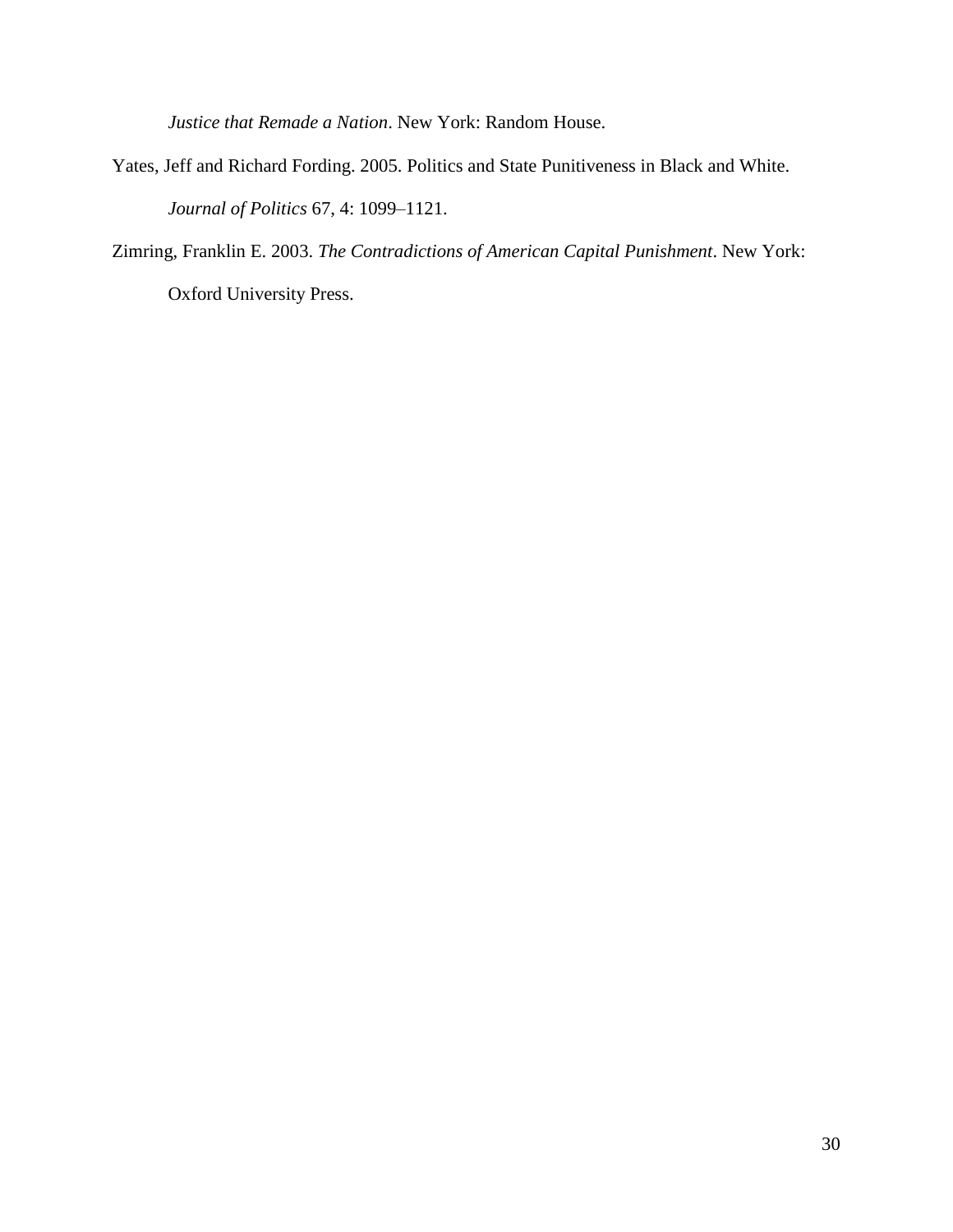*Justice that Remade a Nation*. New York: Random House.

Yates, Jeff and Richard Fording. 2005. Politics and State Punitiveness in Black and White. *Journal of Politics* 67, 4: 1099–1121.

Zimring, Franklin E. 2003. *The Contradictions of American Capital Punishment*. New York: Oxford University Press.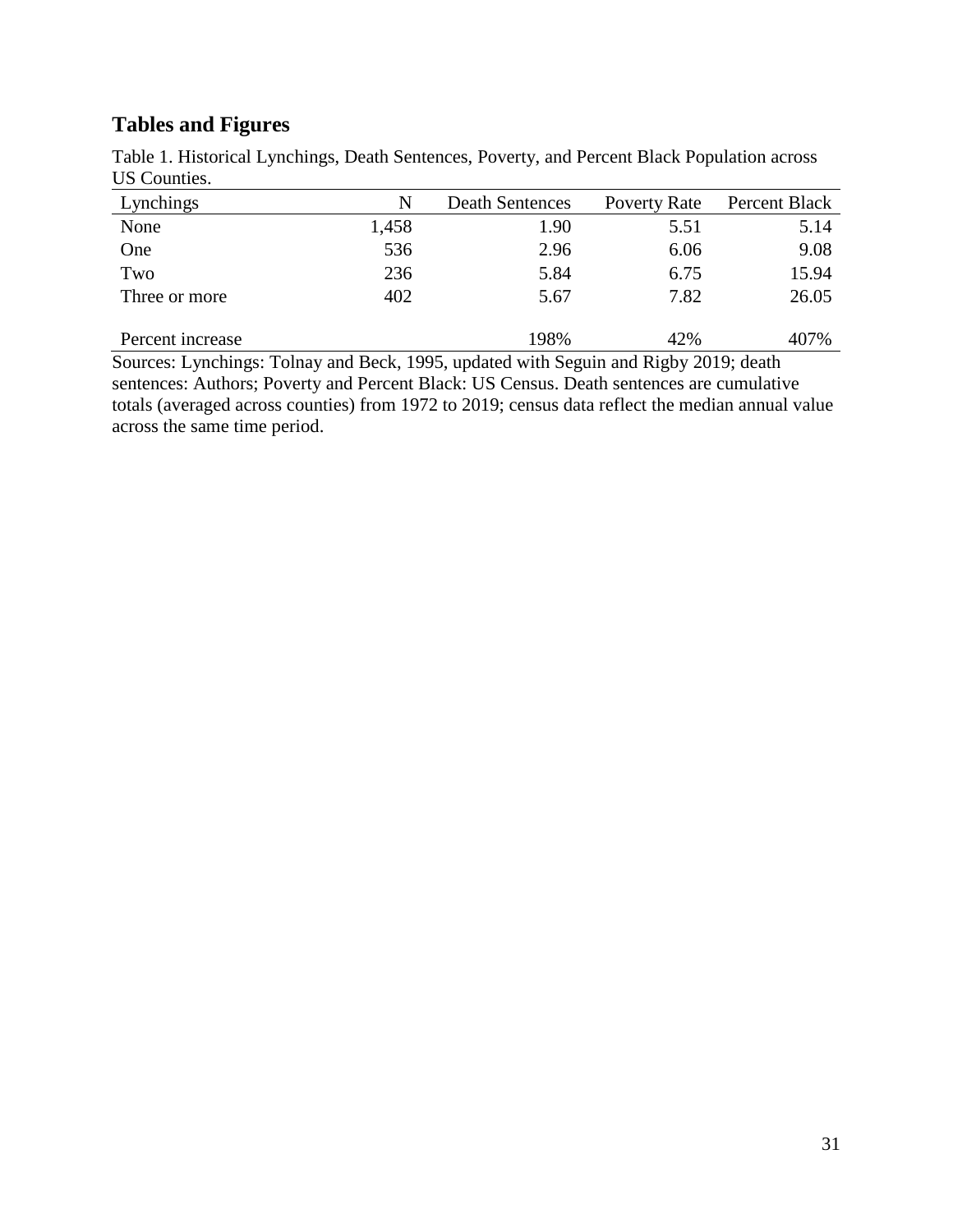## Tables and Figures

Table 1. Historical Lynchings, Death Sentences, Poverty, and Percent Black Population across US Counties.

| Lynchings | N | Death Sentences | Poverty Rate | Percent Black |
|---|---|---|---|---|
| None | 1,458 | 1.90 | 5.51 | 5.14 |
| One | 536 | 2.96 | 6.06 | 9.08 |
| Two | 236 | 5.84 | 6.75 | 15.94 |
| Three or more | 402 | 5.67 | 7.82 | 26.05 |
| | | | | |
| Percent increase | | 198% | 42% | 407% |

Sources: Lynchings: Tolnay and Beck, 1995, updated with Seguin and Rigby 2019; death sentences: Authors; Poverty and Percent Black: US Census. Death sentences are cumulative totals (averaged across counties) from 1972 to 2019; census data reflect the median annual value across the same time period.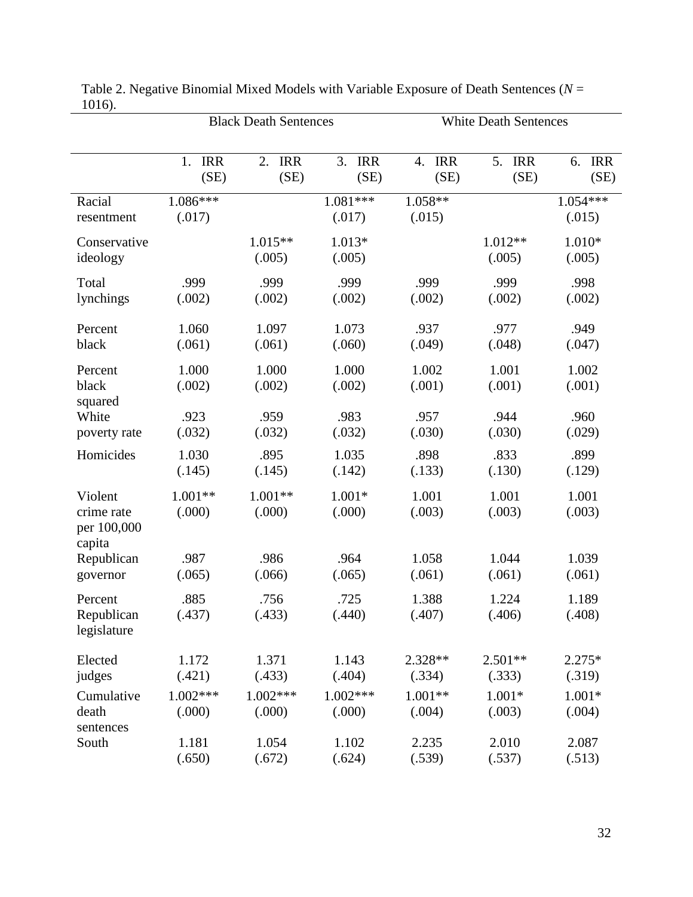Table 2. Negative Binomial Mixed Models with Variable Exposure of Death Sentences ($N$ = 1016).

| | Black Death Sentences | | | White Death Sentences | | |
|---|---|---|---|---|---|---|
| | 1. IRR (SE) | 2. IRR (SE) | 3. IRR (SE) | 4. IRR (SE) | 5. IRR (SE) | 6. IRR (SE) |
| Racial resentment | 1.086*** (.017) | | 1.081*** (.017) | 1.058** (.015) | | 1.054*** (.015) |
| Conservative ideology | | 1.015** (.005) | 1.013* (.005) | | 1.012** (.005) | 1.010* (.005) |
| Total lynchings | .999 (.002) | .999 (.002) | .999 (.002) | .999 (.002) | .999 (.002) | .998 (.002) |
| Percent black | 1.060 (.061) | 1.097 (.061) | 1.073 (.060) | .937 (.049) | .977 (.048) | .949 (.047) |
| Percent black squared | 1.000 (.002) | 1.000 (.002) | 1.000 (.002) | 1.002 (.001) | 1.001 (.001) | 1.002 (.001) |
| White poverty rate | .923 (.032) | .959 (.032) | .983 (.032) | .957 (.030) | .944 (.030) | .960 (.029) |
| Homicides | 1.030 (.145) | .895 (.145) | 1.035 (.142) | .898 (.133) | .833 (.130) | .899 (.129) |
| Violent crime rate per 100,000 capita | 1.001** (.000) | 1.001** (.000) | 1.001* (.000) | 1.001 (.003) | 1.001 (.003) | 1.001 (.003) |
| Republican governor | .987 (.065) | .986 (.066) | .964 (.065) | 1.058 (.061) | 1.044 (.061) | 1.039 (.061) |
| Percent Republican legislature | .885 (.437) | .756 (.433) | .725 (.440) | 1.388 (.407) | 1.224 (.406) | 1.189 (.408) |
| Elected judges | 1.172 (.421) | 1.371 (.433) | 1.143 (.404) | 2.328** (.334) | 2.501** (.333) | 2.275* (.319) |
| Cumulative death sentences | 1.002*** (.000) | 1.002*** (.000) | 1.002*** (.000) | 1.001** (.004) | 1.001* (.003) | 1.001* (.004) |
| South | 1.181 (.650) | 1.054 (.672) | 1.102 (.624) | 2.235 (.539) | 2.010 (.537) | 2.087 (.513) |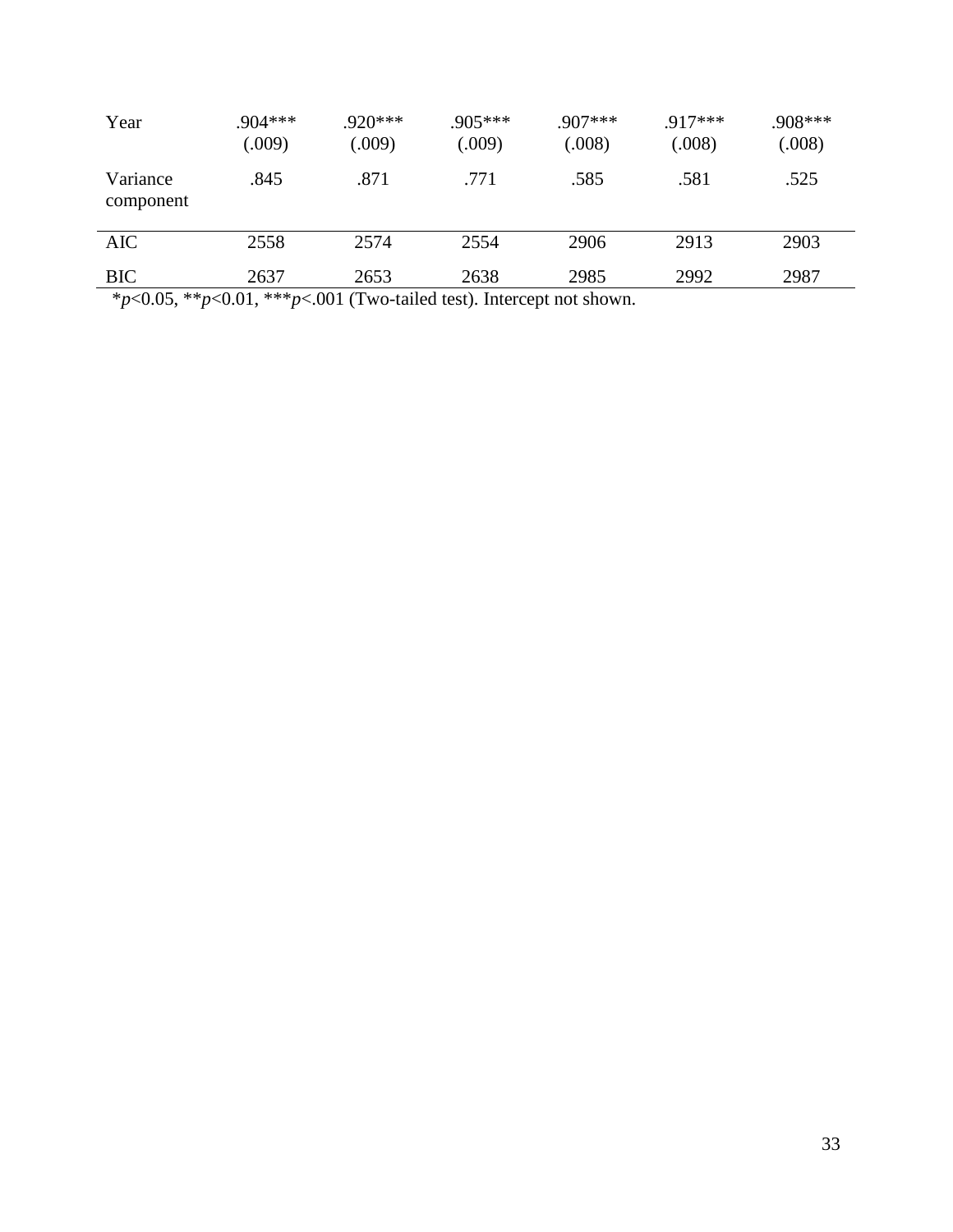| | | | | | | |
|---|---|---|---|---|---|---|
| Year | .904*** (.009) | .920*** (.009) | .905*** (.009) | .907*** (.008) | .917*** (.008) | .908*** (.008) |
| Variance component | .845 | .871 | .771 | .585 | .581 | .525 |
| AIC | 2558 | 2574 | 2554 | 2906 | 2913 | 2903 |
| BIC | 2637 | 2653 | 2638 | 2985 | 2992 | 2987 |

*$p$<0.05, **$p$<0.01, ***$p$<.001 (Two-tailed test). Intercept not shown.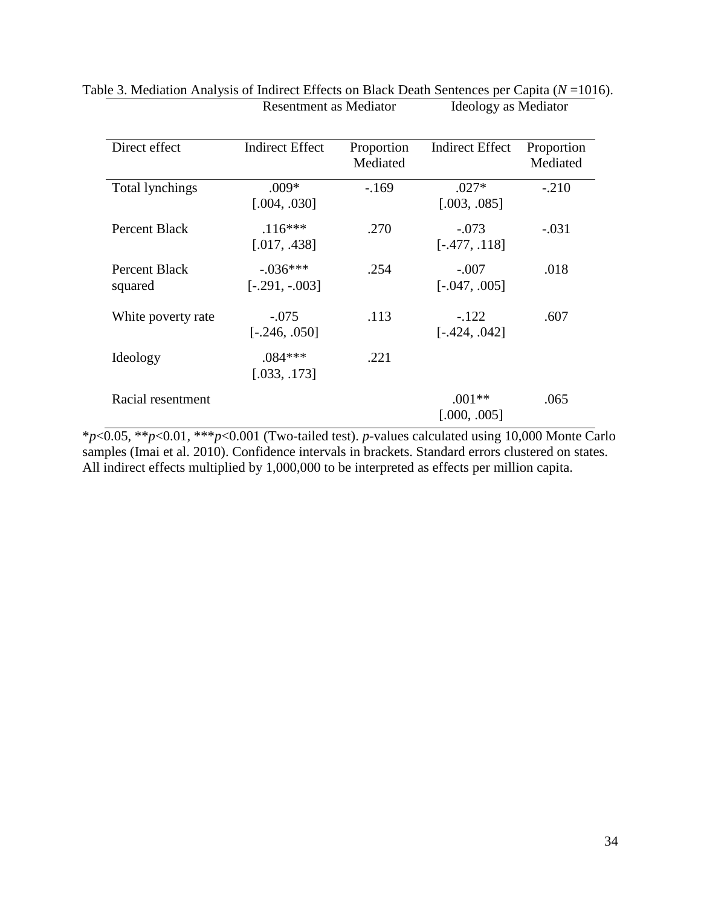Table 3. Mediation Analysis of Indirect Effects on Black Death Sentences per Capita (*N* =1016).

| | Resentment as Mediator | | Ideology as Mediator | |
|---|---|---|---|---|
| Direct effect | Indirect Effect | Proportion Mediated | Indirect Effect | Proportion Mediated |
| Total lynchings | .009* [.004, .030] | -.169 | .027* [.003, .085] | -.210 |
| Percent Black | .116*** [.017, .438] | .270 | -.073 [-.477, .118] | -.031 |
| Percent Black squared | -.036*** [-.291, -.003] | .254 | -.007 [-.047, .005] | .018 |
| White poverty rate | -.075 [-.246, .050] | .113 | -.122 [-.424, .042] | .607 |
| Ideology | .084*** [.033, .173] | .221 | | |
| Racial resentment | | | .001** [.000, .005] | .065 |

\**p*<0.05, \*\**p*<0.01, \*\*\**p*<0.001 (Two-tailed test). *p*-values calculated using 10,000 Monte Carlo samples (Imai et al. 2010). Confidence intervals in brackets. Standard errors clustered on states. All indirect effects multiplied by 1,000,000 to be interpreted as effects per million capita.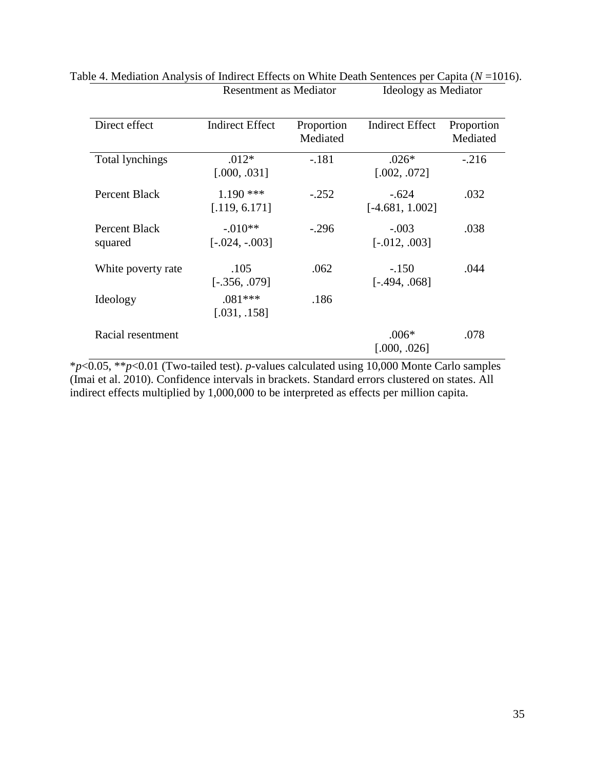Table 4. Mediation Analysis of Indirect Effects on White Death Sentences per Capita ($N$ =1016).

| | Resentment as Mediator | | Ideology as Mediator | |
|---|---|---|---|---|
| Direct effect | Indirect Effect | Proportion Mediated | Indirect Effect | Proportion Mediated |
| Total lynchings | .012* [.000, .031] | -.181 | .026* [.002, .072] | -.216 |
| Percent Black | 1.190 *** [.119, 6.171] | -.252 | -.624 [-4.681, 1.002] | .032 |
| Percent Black squared | -.010** [-.024, -.003] | -.296 | -.003 [-.012, .003] | .038 |
| White poverty rate | .105 [-.356, .079] | .062 | -.150 [-.494, .068] | .044 |
| Ideology | .081*** [.031, .158] | .186 | | |
| Racial resentment | | | .006* [.000, .026] | .078 |

*$p$<0.05, **$p$<0.01 (Two-tailed test). $p$-values calculated using 10,000 Monte Carlo samples (Imai et al. 2010). Confidence intervals in brackets. Standard errors clustered on states. All indirect effects multiplied by 1,000,000 to be interpreted as effects per million capita.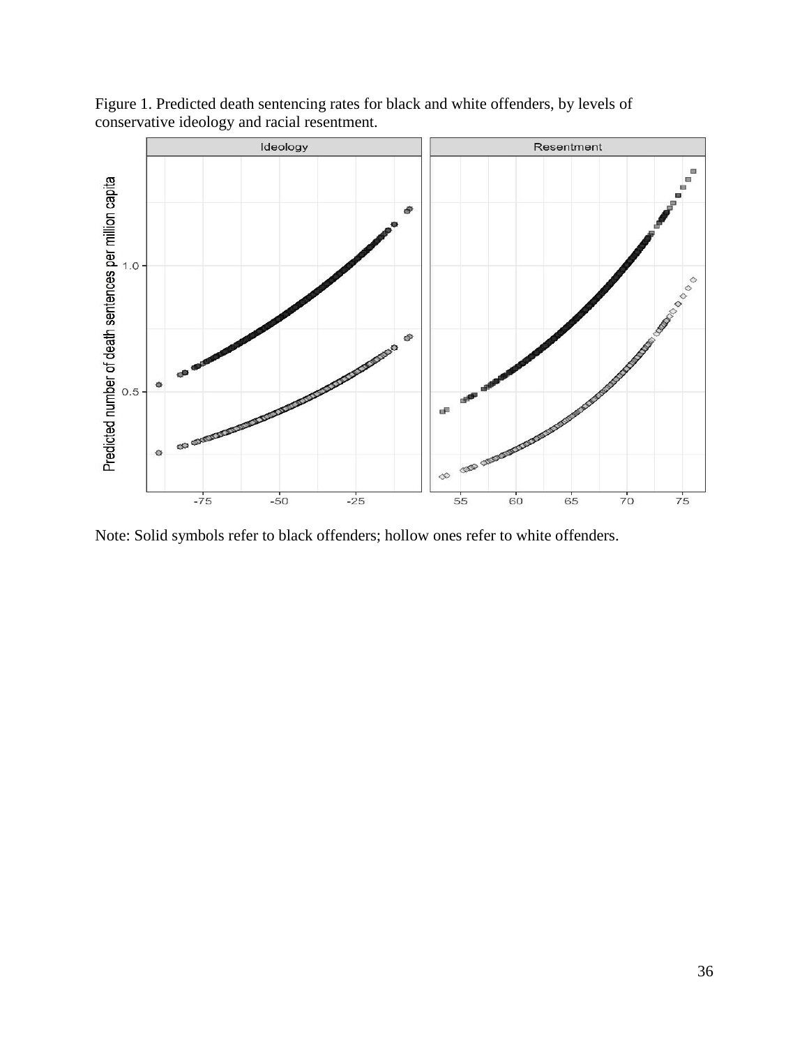Figure 1. Predicted death sentencing rates for black and white offenders, by levels of conservative ideology and racial resentment.

Note: Solid symbols refer to black offenders; hollow ones refer to white offenders.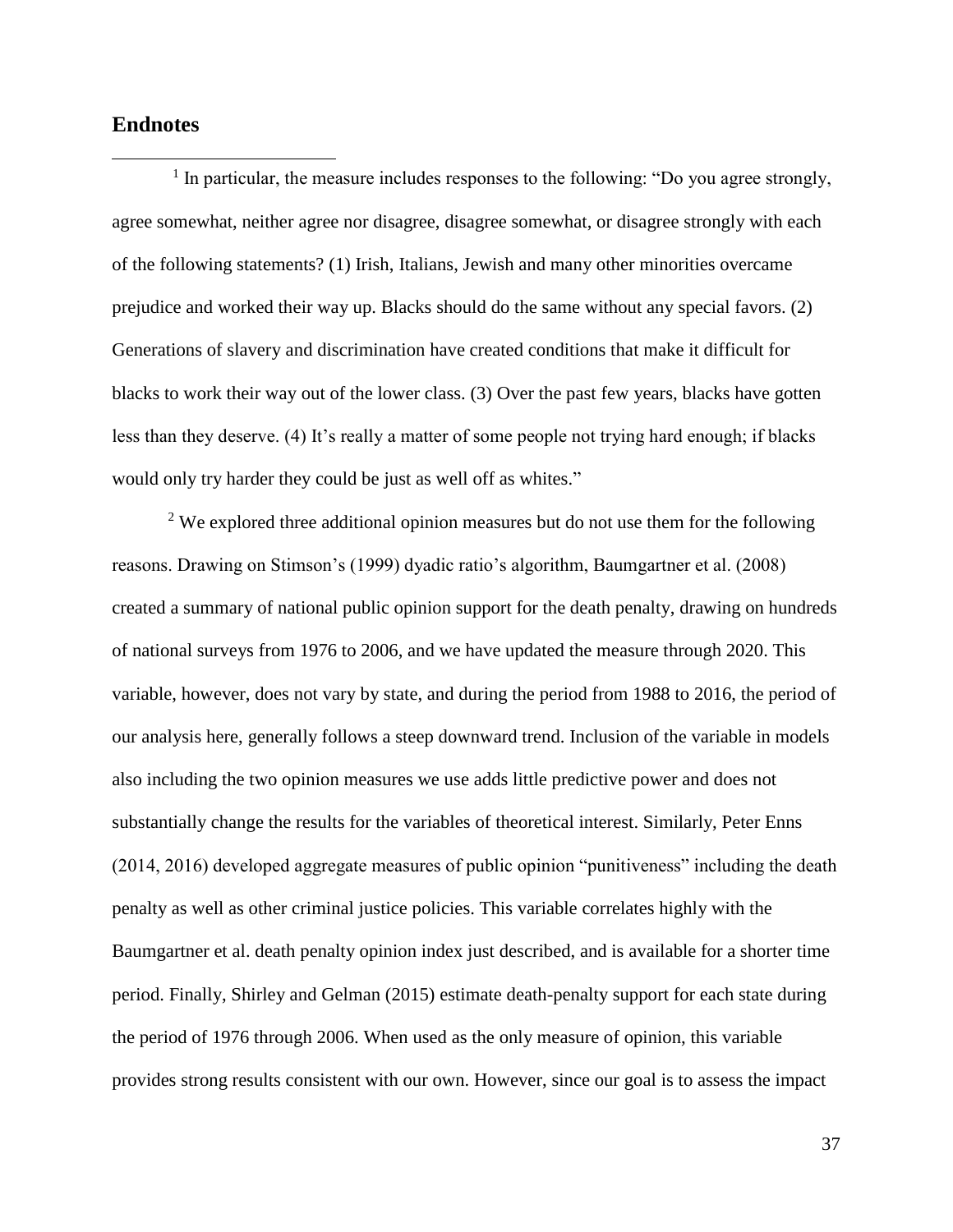## Endnotes

[1] In particular, the measure includes responses to the following: "Do you agree strongly, agree somewhat, neither agree nor disagree, disagree somewhat, or disagree strongly with each of the following statements? (1) Irish, Italians, Jewish and many other minorities overcame prejudice and worked their way up. Blacks should do the same without any special favors. (2) Generations of slavery and discrimination have created conditions that make it difficult for blacks to work their way out of the lower class. (3) Over the past few years, blacks have gotten less than they deserve. (4) It's really a matter of some people not trying hard enough; if blacks would only try harder they could be just as well off as whites."

[2] We explored three additional opinion measures but do not use them for the following reasons. Drawing on Stimson's (1999) dyadic ratio's algorithm, Baumgartner et al. (2008) created a summary of national public opinion support for the death penalty, drawing on hundreds of national surveys from 1976 to 2006, and we have updated the measure through 2020. This variable, however, does not vary by state, and during the period from 1988 to 2016, the period of our analysis here, generally follows a steep downward trend. Inclusion of the variable in models also including the two opinion measures we use adds little predictive power and does not substantially change the results for the variables of theoretical interest. Similarly, Peter Enns (2014, 2016) developed aggregate measures of public opinion "punitiveness" including the death penalty as well as other criminal justice policies. This variable correlates highly with the Baumgartner et al. death penalty opinion index just described, and is available for a shorter time period. Finally, Shirley and Gelman (2015) estimate death-penalty support for each state during the period of 1976 through 2006. When used as the only measure of opinion, this variable provides strong results consistent with our own. However, since our goal is to assess the impact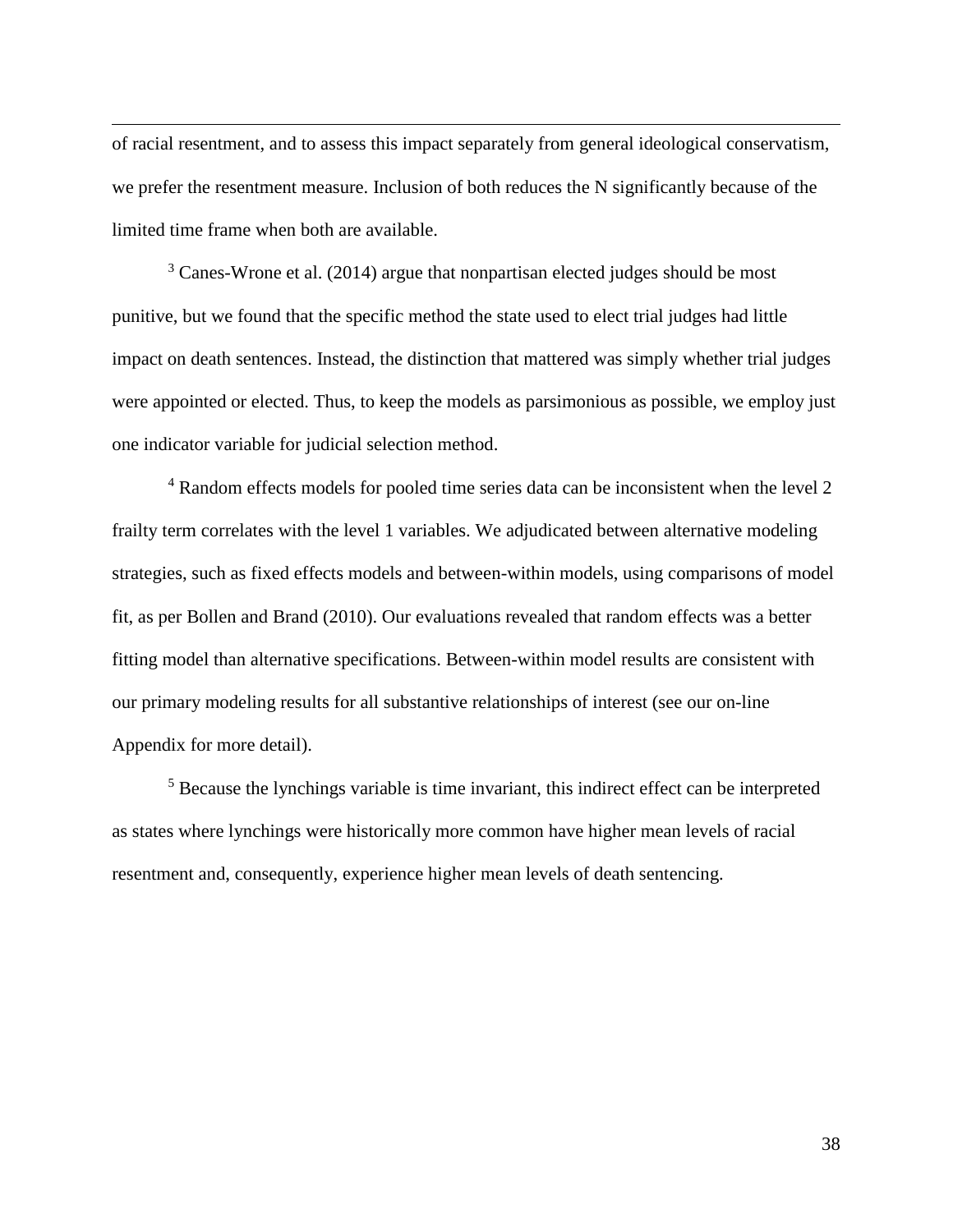of racial resentment, and to assess this impact separately from general ideological conservatism, we prefer the resentment measure. Inclusion of both reduces the N significantly because of the limited time frame when both are available.

[3] Canes-Wrone et al. (2014) argue that nonpartisan elected judges should be most punitive, but we found that the specific method the state used to elect trial judges had little impact on death sentences. Instead, the distinction that mattered was simply whether trial judges were appointed or elected. Thus, to keep the models as parsimonious as possible, we employ just one indicator variable for judicial selection method.

[4] Random effects models for pooled time series data can be inconsistent when the level 2 frailty term correlates with the level 1 variables. We adjudicated between alternative modeling strategies, such as fixed effects models and between-within models, using comparisons of model fit, as per Bollen and Brand (2010). Our evaluations revealed that random effects was a better fitting model than alternative specifications. Between-within model results are consistent with our primary modeling results for all substantive relationships of interest (see our on-line Appendix for more detail).

[5] Because the lynchings variable is time invariant, this indirect effect can be interpreted as states where lynchings were historically more common have higher mean levels of racial resentment and, consequently, experience higher mean levels of death sentencing.